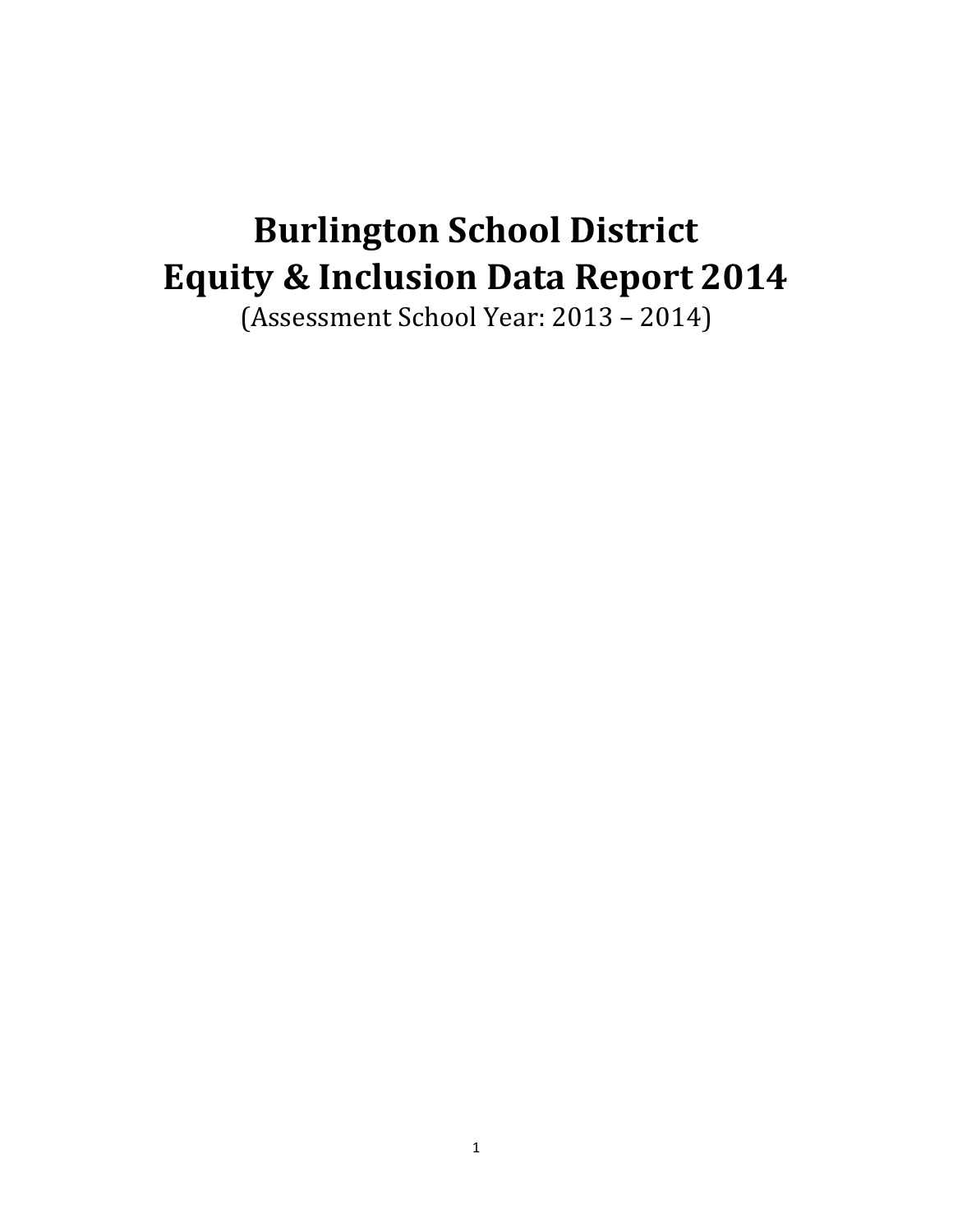# Burlington School District
# Equity & Inclusion Data Report 2014

(Assessment School Year: 2013 – 2014)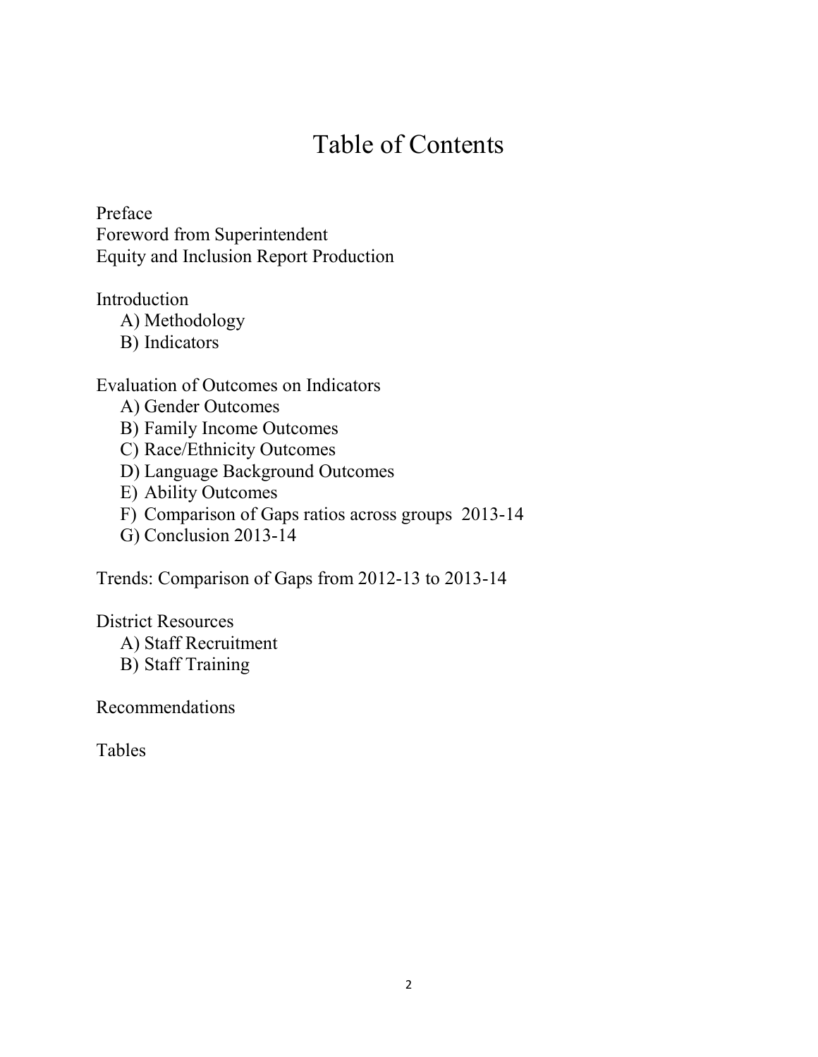# Table of Contents

Preface
Foreword from Superintendent
Equity and Inclusion Report Production

Introduction

- A) Methodology
- B) Indicators

Evaluation of Outcomes on Indicators

- A) Gender Outcomes
- B) Family Income Outcomes
- C) Race/Ethnicity Outcomes
- D) Language Background Outcomes
- E) Ability Outcomes
- F) Comparison of Gaps ratios across groups 2013-14
- G) Conclusion 2013-14

Trends: Comparison of Gaps from 2012-13 to 2013-14

District Resources

- A) Staff Recruitment
- B) Staff Training

Recommendations

Tables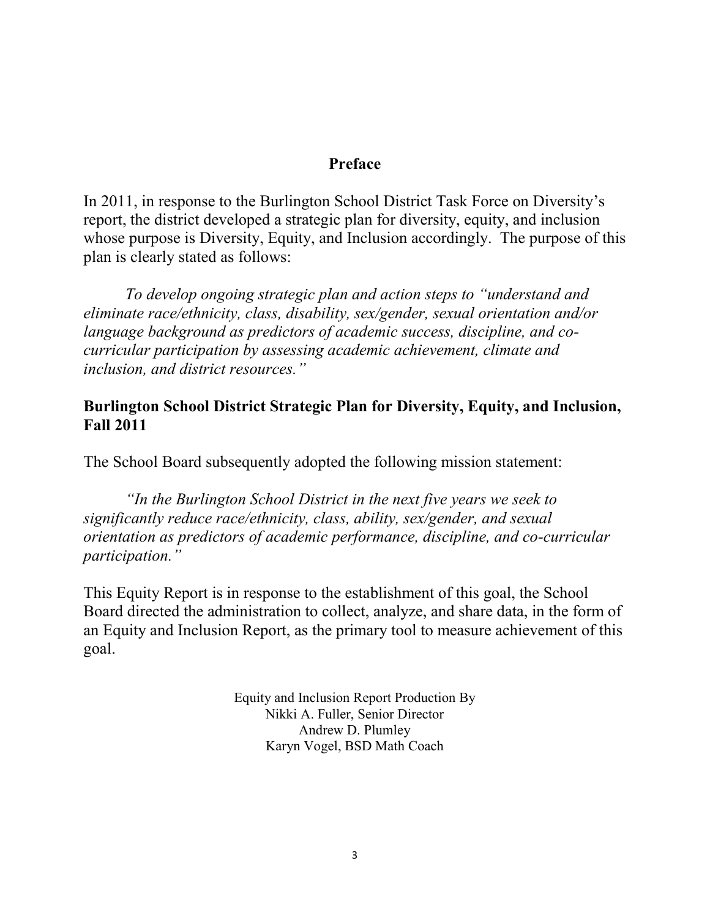## Preface

In 2011, in response to the Burlington School District Task Force on Diversity's report, the district developed a strategic plan for diversity, equity, and inclusion whose purpose is Diversity, Equity, and Inclusion accordingly. The purpose of this plan is clearly stated as follows:

> *To develop ongoing strategic plan and action steps to "understand and eliminate race/ethnicity, class, disability, sex/gender, sexual orientation and/or language background as predictors of academic success, discipline, and co-curricular participation by assessing academic achievement, climate and inclusion, and district resources."*

**Burlington School District Strategic Plan for Diversity, Equity, and Inclusion, Fall 2011**

The School Board subsequently adopted the following mission statement:

> *"In the Burlington School District in the next five years we seek to significantly reduce race/ethnicity, class, ability, sex/gender, and sexual orientation as predictors of academic performance, discipline, and co-curricular participation."*

This Equity Report is in response to the establishment of this goal, the School Board directed the administration to collect, analyze, and share data, in the form of an Equity and Inclusion Report, as the primary tool to measure achievement of this goal.

Equity and Inclusion Report Production By
Nikki A. Fuller, Senior Director
Andrew D. Plumley
Karyn Vogel, BSD Math Coach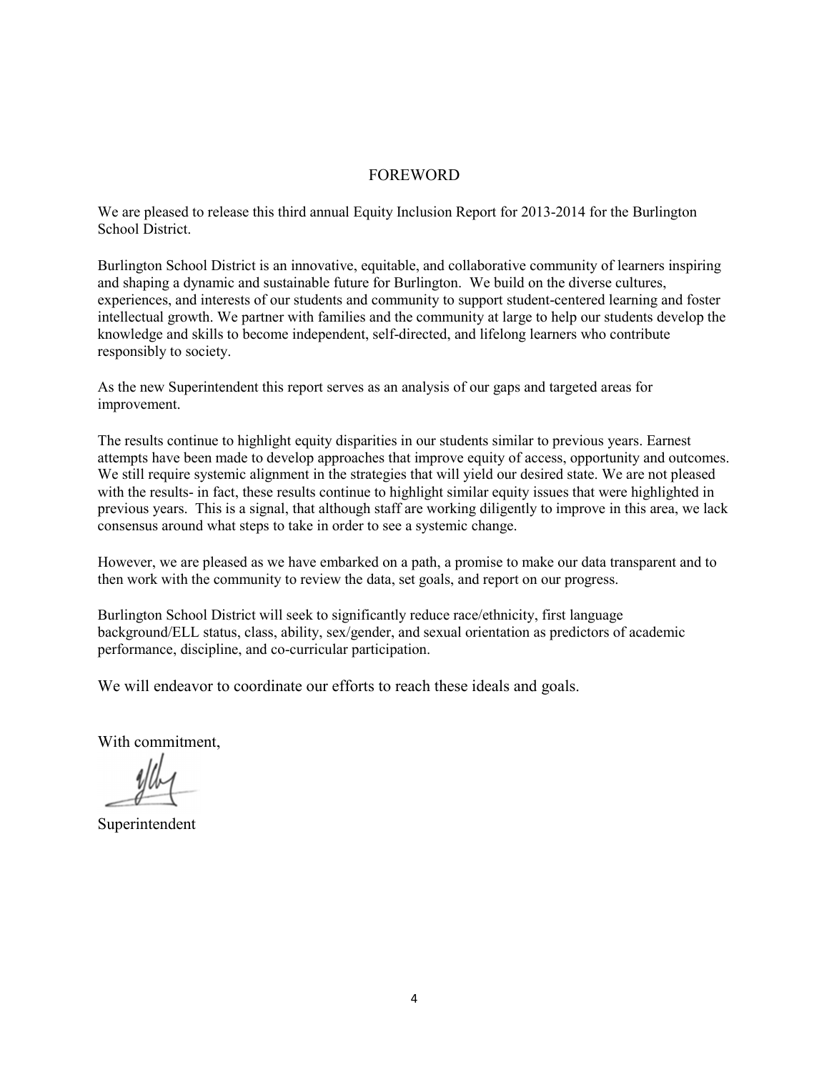# FOREWORD

We are pleased to release this third annual Equity Inclusion Report for 2013-2014 for the Burlington School District.

Burlington School District is an innovative, equitable, and collaborative community of learners inspiring and shaping a dynamic and sustainable future for Burlington. We build on the diverse cultures, experiences, and interests of our students and community to support student-centered learning and foster intellectual growth. We partner with families and the community at large to help our students develop the knowledge and skills to become independent, self-directed, and lifelong learners who contribute responsibly to society.

As the new Superintendent this report serves as an analysis of our gaps and targeted areas for improvement.

The results continue to highlight equity disparities in our students similar to previous years. Earnest attempts have been made to develop approaches that improve equity of access, opportunity and outcomes. We still require systemic alignment in the strategies that will yield our desired state. We are not pleased with the results- in fact, these results continue to highlight similar equity issues that were highlighted in previous years. This is a signal, that although staff are working diligently to improve in this area, we lack consensus around what steps to take in order to see a systemic change.

However, we are pleased as we have embarked on a path, a promise to make our data transparent and to then work with the community to review the data, set goals, and report on our progress.

Burlington School District will seek to significantly reduce race/ethnicity, first language background/ELL status, class, ability, sex/gender, and sexual orientation as predictors of academic performance, discipline, and co-curricular participation.

We will endeavor to coordinate our efforts to reach these ideals and goals.

With commitment,

Superintendent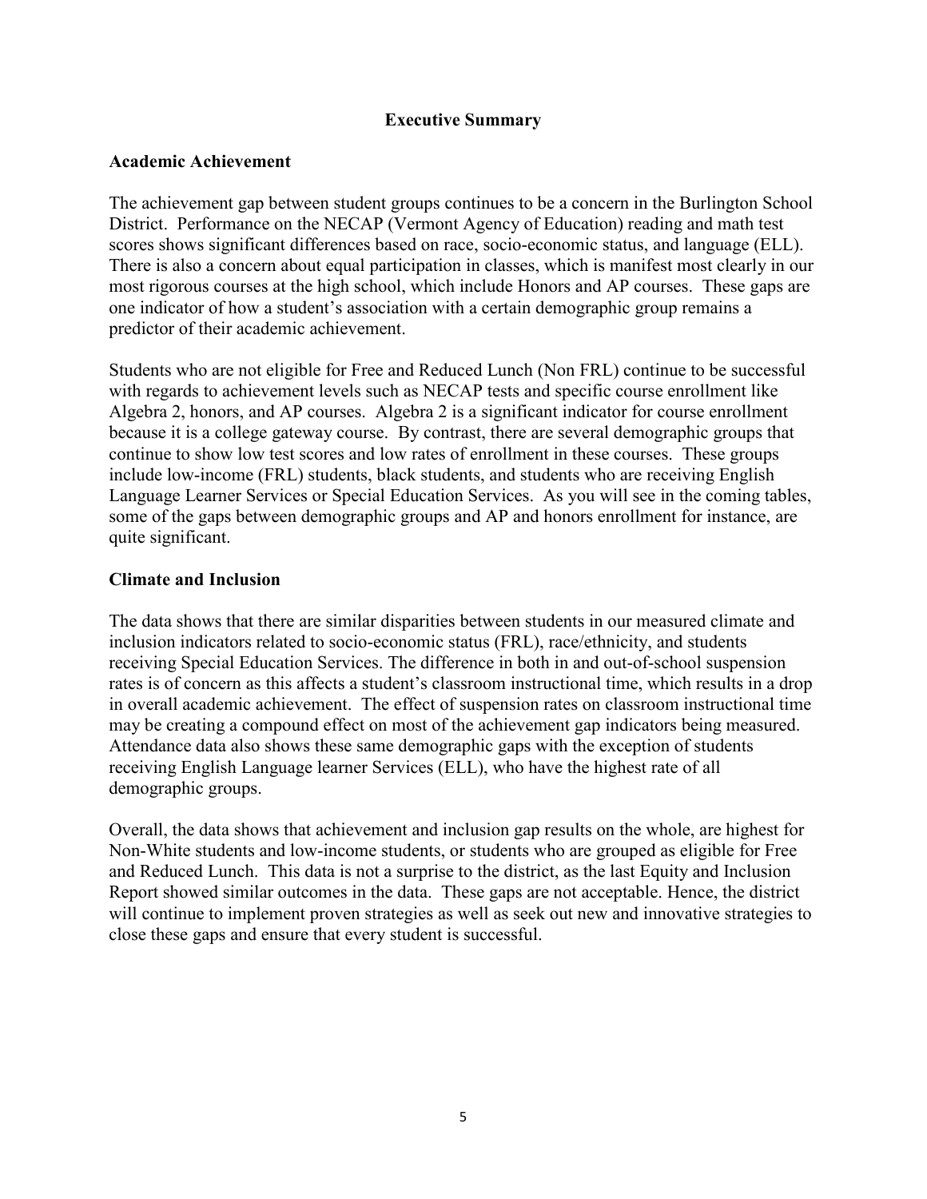## Executive Summary

### Academic Achievement

The achievement gap between student groups continues to be a concern in the Burlington School District. Performance on the NECAP (Vermont Agency of Education) reading and math test scores shows significant differences based on race, socio-economic status, and language (ELL). There is also a concern about equal participation in classes, which is manifest most clearly in our most rigorous courses at the high school, which include Honors and AP courses. These gaps are one indicator of how a student's association with a certain demographic group remains a predictor of their academic achievement.

Students who are not eligible for Free and Reduced Lunch (Non FRL) continue to be successful with regards to achievement levels such as NECAP tests and specific course enrollment like Algebra 2, honors, and AP courses. Algebra 2 is a significant indicator for course enrollment because it is a college gateway course. By contrast, there are several demographic groups that continue to show low test scores and low rates of enrollment in these courses. These groups include low-income (FRL) students, black students, and students who are receiving English Language Learner Services or Special Education Services. As you will see in the coming tables, some of the gaps between demographic groups and AP and honors enrollment for instance, are quite significant.

### Climate and Inclusion

The data shows that there are similar disparities between students in our measured climate and inclusion indicators related to socio-economic status (FRL), race/ethnicity, and students receiving Special Education Services. The difference in both in and out-of-school suspension rates is of concern as this affects a student's classroom instructional time, which results in a drop in overall academic achievement. The effect of suspension rates on classroom instructional time may be creating a compound effect on most of the achievement gap indicators being measured. Attendance data also shows these same demographic gaps with the exception of students receiving English Language learner Services (ELL), who have the highest rate of all demographic groups.

Overall, the data shows that achievement and inclusion gap results on the whole, are highest for Non-White students and low-income students, or students who are grouped as eligible for Free and Reduced Lunch. This data is not a surprise to the district, as the last Equity and Inclusion Report showed similar outcomes in the data. These gaps are not acceptable. Hence, the district will continue to implement proven strategies as well as seek out new and innovative strategies to close these gaps and ensure that every student is successful.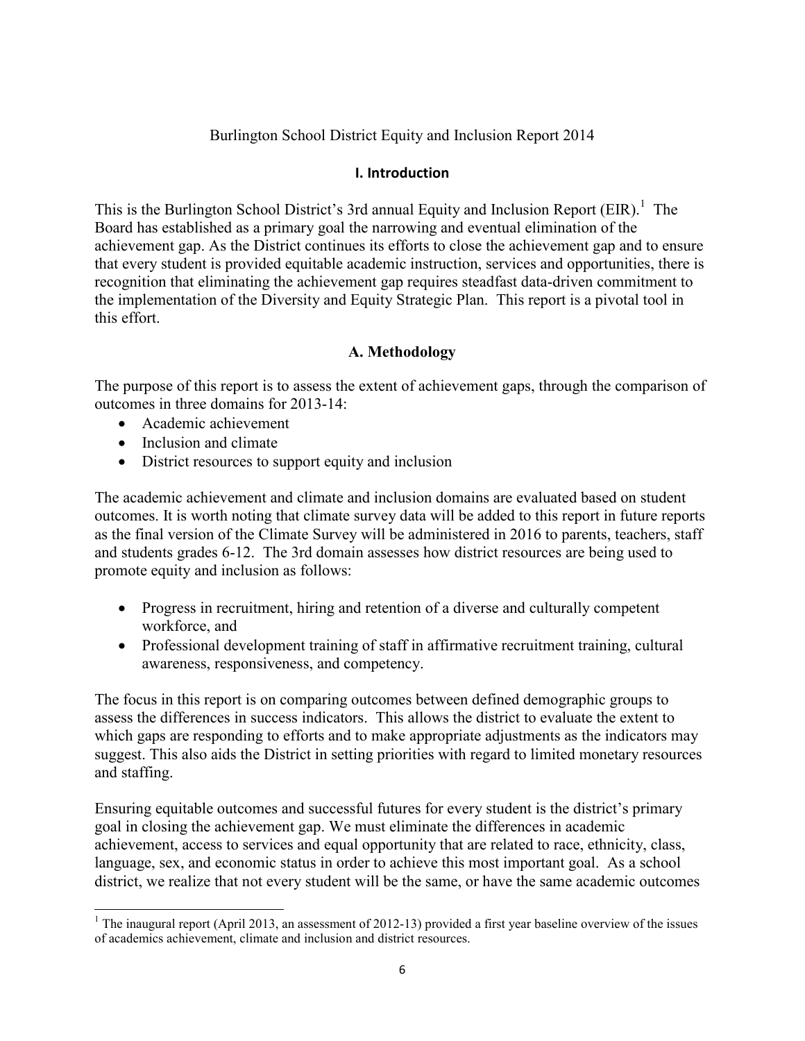Burlington School District Equity and Inclusion Report 2014

## I. Introduction

This is the Burlington School District's 3rd annual Equity and Inclusion Report (EIR).[1] The Board has established as a primary goal the narrowing and eventual elimination of the achievement gap. As the District continues its efforts to close the achievement gap and to ensure that every student is provided equitable academic instruction, services and opportunities, there is recognition that eliminating the achievement gap requires steadfast data-driven commitment to the implementation of the Diversity and Equity Strategic Plan. This report is a pivotal tool in this effort.

### A. Methodology

The purpose of this report is to assess the extent of achievement gaps, through the comparison of outcomes in three domains for 2013-14:

- Academic achievement
- Inclusion and climate
- District resources to support equity and inclusion

The academic achievement and climate and inclusion domains are evaluated based on student outcomes. It is worth noting that climate survey data will be added to this report in future reports as the final version of the Climate Survey will be administered in 2016 to parents, teachers, staff and students grades 6-12. The 3rd domain assesses how district resources are being used to promote equity and inclusion as follows:

- Progress in recruitment, hiring and retention of a diverse and culturally competent workforce, and
- Professional development training of staff in affirmative recruitment training, cultural awareness, responsiveness, and competency.

The focus in this report is on comparing outcomes between defined demographic groups to assess the differences in success indicators. This allows the district to evaluate the extent to which gaps are responding to efforts and to make appropriate adjustments as the indicators may suggest. This also aids the District in setting priorities with regard to limited monetary resources and staffing.

Ensuring equitable outcomes and successful futures for every student is the district's primary goal in closing the achievement gap. We must eliminate the differences in academic achievement, access to services and equal opportunity that are related to race, ethnicity, class, language, sex, and economic status in order to achieve this most important goal. As a school district, we realize that not every student will be the same, or have the same academic outcomes

[1] The inaugural report (April 2013, an assessment of 2012-13) provided a first year baseline overview of the issues of academics achievement, climate and inclusion and district resources.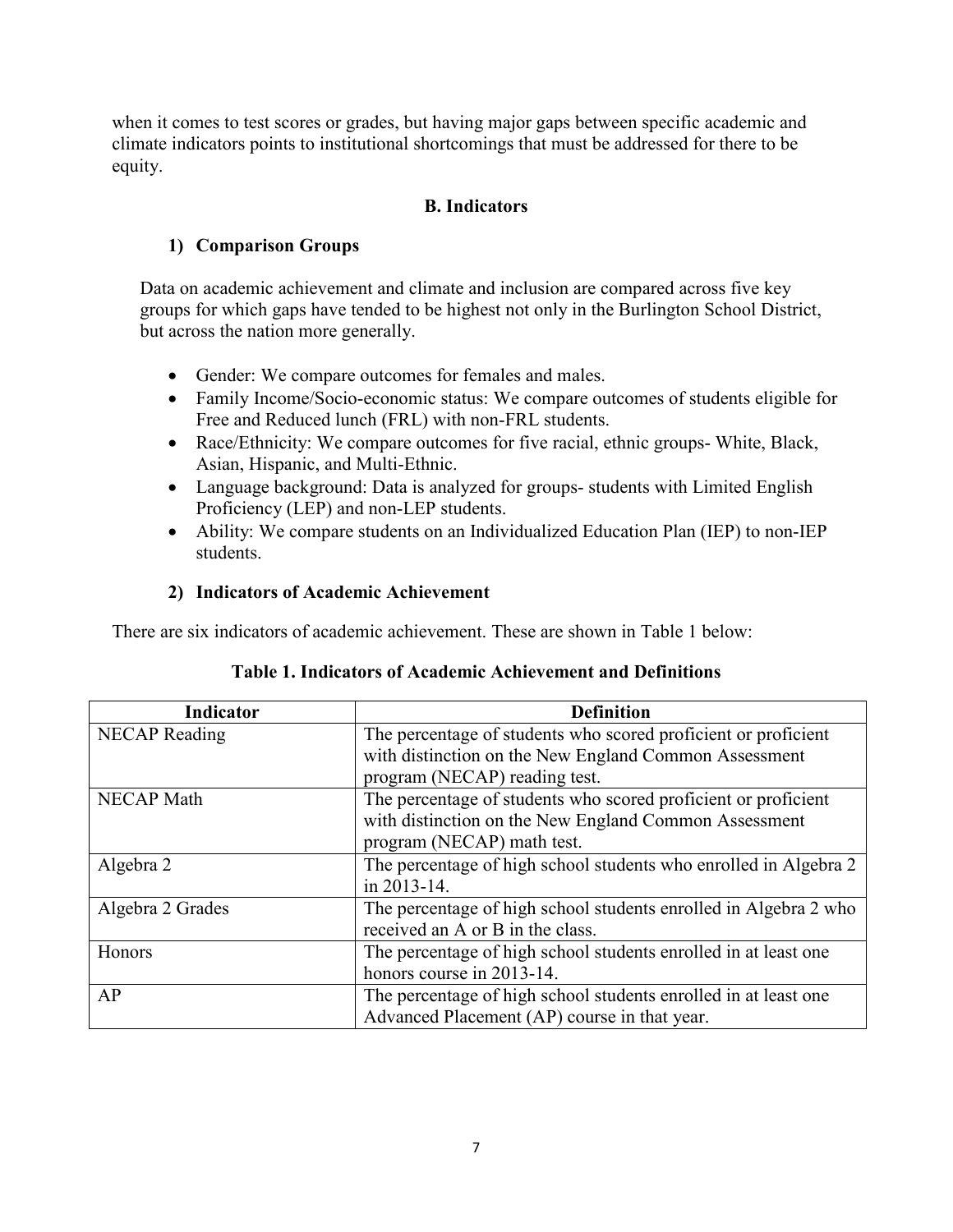when it comes to test scores or grades, but having major gaps between specific academic and climate indicators points to institutional shortcomings that must be addressed for there to be equity.

## B. Indicators

### 1) Comparison Groups

Data on academic achievement and climate and inclusion are compared across five key groups for which gaps have tended to be highest not only in the Burlington School District, but across the nation more generally.

- Gender: We compare outcomes for females and males.
- Family Income/Socio-economic status: We compare outcomes of students eligible for Free and Reduced lunch (FRL) with non-FRL students.
- Race/Ethnicity: We compare outcomes for five racial, ethnic groups- White, Black, Asian, Hispanic, and Multi-Ethnic.
- Language background: Data is analyzed for groups- students with Limited English Proficiency (LEP) and non-LEP students.
- Ability: We compare students on an Individualized Education Plan (IEP) to non-IEP students.

### 2) Indicators of Academic Achievement

There are six indicators of academic achievement. These are shown in Table 1 below:

**Table 1. Indicators of Academic Achievement and Definitions**

| Indicator | Definition |
|---|---|
| NECAP Reading | The percentage of students who scored proficient or proficient with distinction on the New England Common Assessment program (NECAP) reading test. |
| NECAP Math | The percentage of students who scored proficient or proficient with distinction on the New England Common Assessment program (NECAP) math test. |
| Algebra 2 | The percentage of high school students who enrolled in Algebra 2 in 2013-14. |
| Algebra 2 Grades | The percentage of high school students enrolled in Algebra 2 who received an A or B in the class. |
| Honors | The percentage of high school students enrolled in at least one honors course in 2013-14. |
| AP | The percentage of high school students enrolled in at least one Advanced Placement (AP) course in that year. |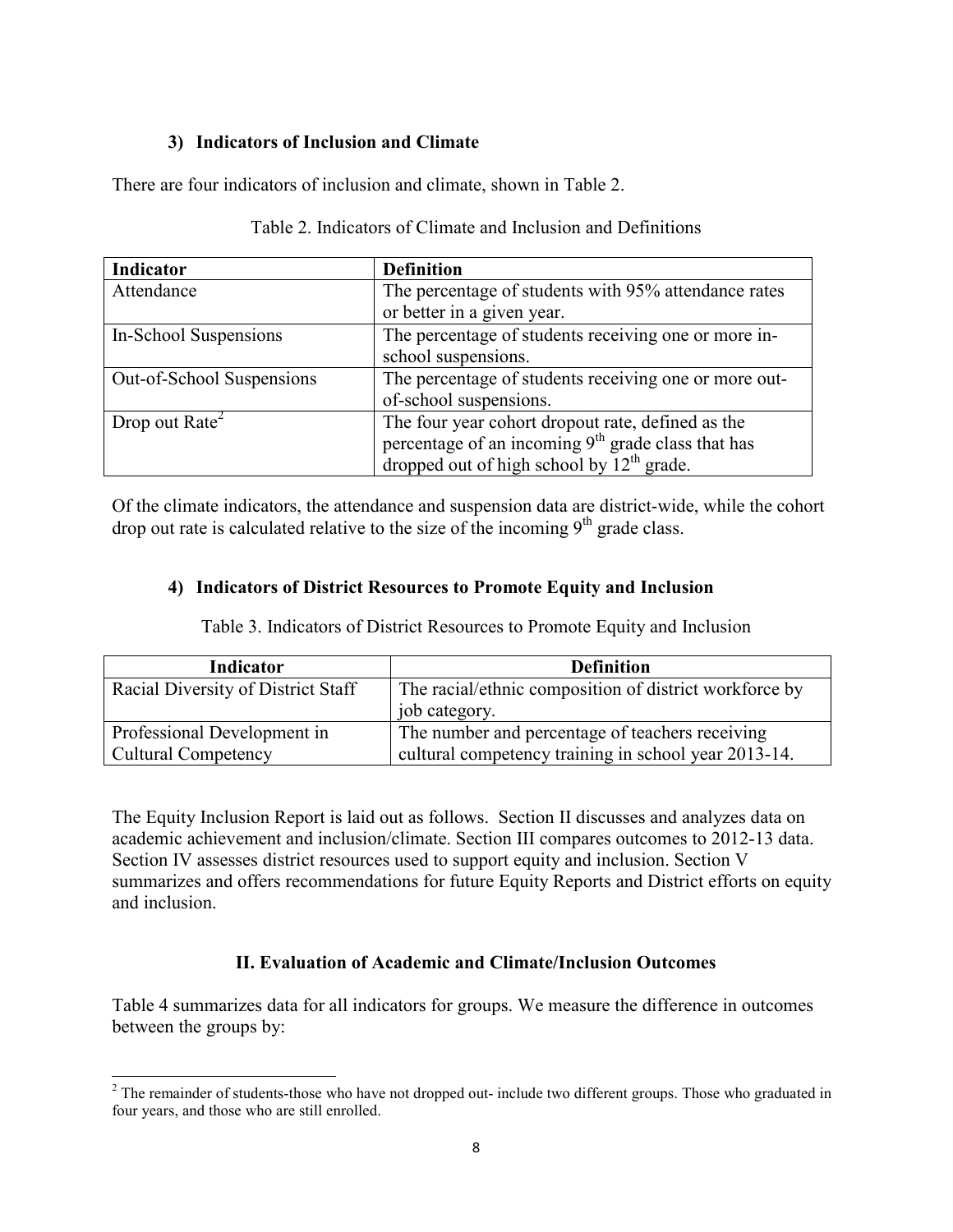### 3) Indicators of Inclusion and Climate

There are four indicators of inclusion and climate, shown in Table 2.

Table 2. Indicators of Climate and Inclusion and Definitions

| Indicator | Definition |
|---|---|
| Attendance | The percentage of students with 95% attendance rates or better in a given year. |
| In-School Suspensions | The percentage of students receiving one or more in-school suspensions. |
| Out-of-School Suspensions | The percentage of students receiving one or more out-of-school suspensions. |
| Drop out Rate[2] | The four year cohort dropout rate, defined as the percentage of an incoming 9th grade class that has dropped out of high school by 12th grade. |

Of the climate indicators, the attendance and suspension data are district-wide, while the cohort drop out rate is calculated relative to the size of the incoming 9th grade class.

### 4) Indicators of District Resources to Promote Equity and Inclusion

Table 3. Indicators of District Resources to Promote Equity and Inclusion

| Indicator | Definition |
|---|---|
| Racial Diversity of District Staff | The racial/ethnic composition of district workforce by job category. |
| Professional Development in Cultural Competency | The number and percentage of teachers receiving cultural competency training in school year 2013-14. |

The Equity Inclusion Report is laid out as follows. Section II discusses and analyzes data on academic achievement and inclusion/climate. Section III compares outcomes to 2012-13 data. Section IV assesses district resources used to support equity and inclusion. Section V summarizes and offers recommendations for future Equity Reports and District efforts on equity and inclusion.

## II. Evaluation of Academic and Climate/Inclusion Outcomes

Table 4 summarizes data for all indicators for groups. We measure the difference in outcomes between the groups by:

[2] The remainder of students-those who have not dropped out- include two different groups. Those who graduated in four years, and those who are still enrolled.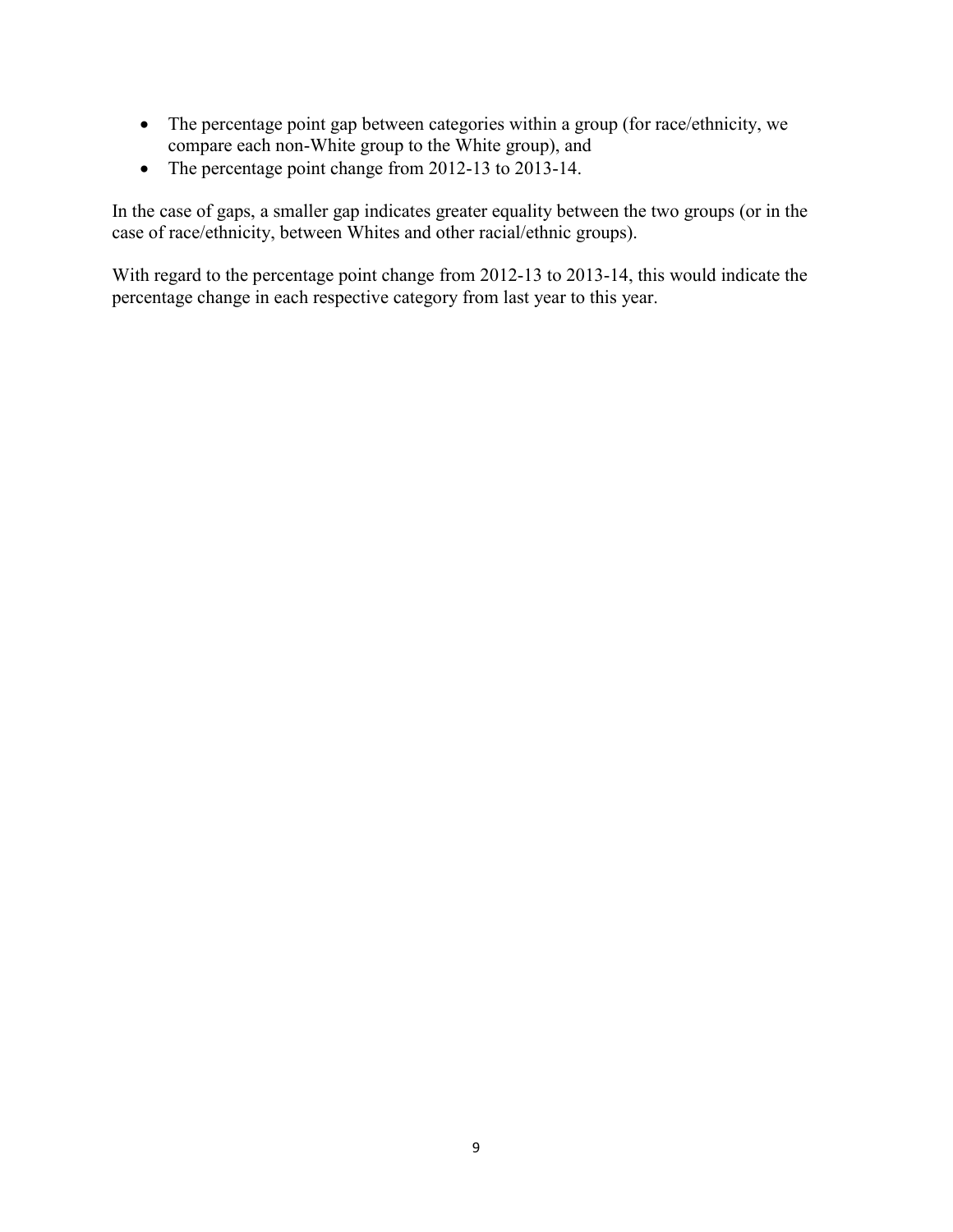- The percentage point gap between categories within a group (for race/ethnicity, we compare each non-White group to the White group), and
- The percentage point change from 2012-13 to 2013-14.

In the case of gaps, a smaller gap indicates greater equality between the two groups (or in the case of race/ethnicity, between Whites and other racial/ethnic groups).

With regard to the percentage point change from 2012-13 to 2013-14, this would indicate the percentage change in each respective category from last year to this year.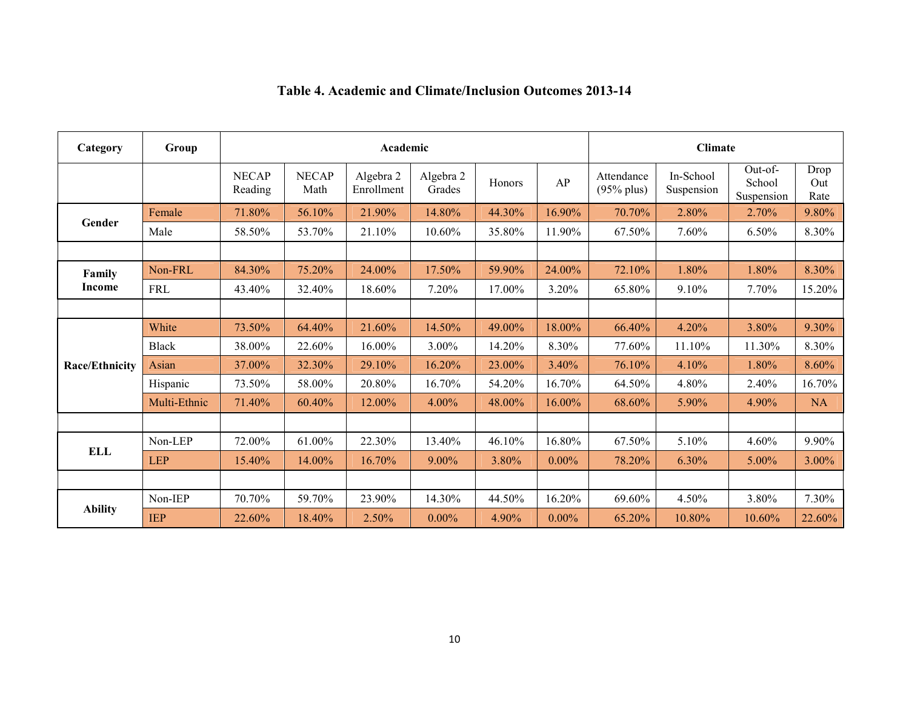**Table 4. Academic and Climate/Inclusion Outcomes 2013-14**

| Category | Group | Academic | | | | | | Climate | | | |
|---|---|---|---|---|---|---|---|---|---|---|---|
| | | NECAP Reading | NECAP Math | Algebra 2 Enrollment | Algebra 2 Grades | Honors | AP | Attendance (95% plus) | In-School Suspension | Out-of-School Suspension | Drop Out Rate |
| Gender | Female | 71.80% | 56.10% | 21.90% | 14.80% | 44.30% | 16.90% | 70.70% | 2.80% | 2.70% | 9.80% |
| | Male | 58.50% | 53.70% | 21.10% | 10.60% | 35.80% | 11.90% | 67.50% | 7.60% | 6.50% | 8.30% |
| | | | | | | | | | | | |
| Family Income | Non-FRL | 84.30% | 75.20% | 24.00% | 17.50% | 59.90% | 24.00% | 72.10% | 1.80% | 1.80% | 8.30% |
| | FRL | 43.40% | 32.40% | 18.60% | 7.20% | 17.00% | 3.20% | 65.80% | 9.10% | 7.70% | 15.20% |
| | | | | | | | | | | | |
| Race/Ethnicity | White | 73.50% | 64.40% | 21.60% | 14.50% | 49.00% | 18.00% | 66.40% | 4.20% | 3.80% | 9.30% |
| | Black | 38.00% | 22.60% | 16.00% | 3.00% | 14.20% | 8.30% | 77.60% | 11.10% | 11.30% | 8.30% |
| | Asian | 37.00% | 32.30% | 29.10% | 16.20% | 23.00% | 3.40% | 76.10% | 4.10% | 1.80% | 8.60% |
| | Hispanic | 73.50% | 58.00% | 20.80% | 16.70% | 54.20% | 16.70% | 64.50% | 4.80% | 2.40% | 16.70% |
| | Multi-Ethnic | 71.40% | 60.40% | 12.00% | 4.00% | 48.00% | 16.00% | 68.60% | 5.90% | 4.90% | NA |
| | | | | | | | | | | | |
| ELL | Non-LEP | 72.00% | 61.00% | 22.30% | 13.40% | 46.10% | 16.80% | 67.50% | 5.10% | 4.60% | 9.90% |
| | LEP | 15.40% | 14.00% | 16.70% | 9.00% | 3.80% | 0.00% | 78.20% | 6.30% | 5.00% | 3.00% |
| | | | | | | | | | | | |
| Ability | Non-IEP | 70.70% | 59.70% | 23.90% | 14.30% | 44.50% | 16.20% | 69.60% | 4.50% | 3.80% | 7.30% |
| | IEP | 22.60% | 18.40% | 2.50% | 0.00% | 4.90% | 0.00% | 65.20% | 10.80% | 10.60% | 22.60% |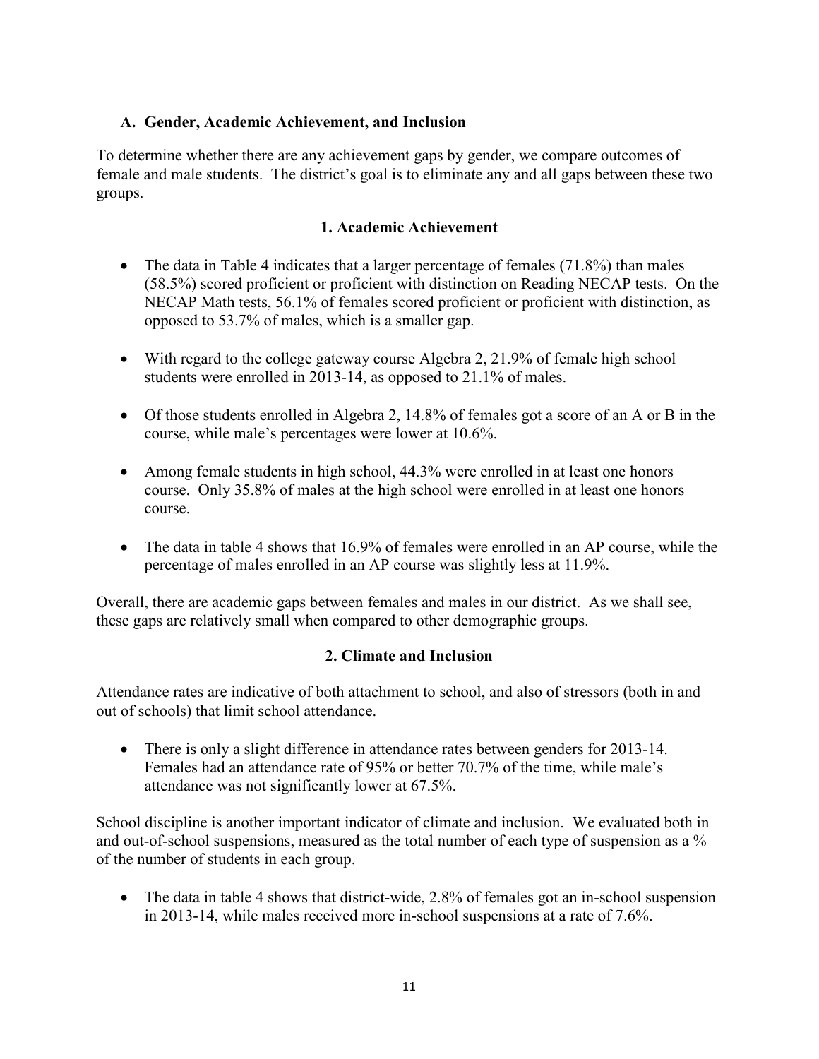## A. Gender, Academic Achievement, and Inclusion

To determine whether there are any achievement gaps by gender, we compare outcomes of female and male students. The district's goal is to eliminate any and all gaps between these two groups.

### 1. Academic Achievement

- The data in Table 4 indicates that a larger percentage of females (71.8%) than males (58.5%) scored proficient or proficient with distinction on Reading NECAP tests. On the NECAP Math tests, 56.1% of females scored proficient or proficient with distinction, as opposed to 53.7% of males, which is a smaller gap.

- With regard to the college gateway course Algebra 2, 21.9% of female high school students were enrolled in 2013-14, as opposed to 21.1% of males.

- Of those students enrolled in Algebra 2, 14.8% of females got a score of an A or B in the course, while male's percentages were lower at 10.6%.

- Among female students in high school, 44.3% were enrolled in at least one honors course. Only 35.8% of males at the high school were enrolled in at least one honors course.

- The data in table 4 shows that 16.9% of females were enrolled in an AP course, while the percentage of males enrolled in an AP course was slightly less at 11.9%.

Overall, there are academic gaps between females and males in our district. As we shall see, these gaps are relatively small when compared to other demographic groups.

### 2. Climate and Inclusion

Attendance rates are indicative of both attachment to school, and also of stressors (both in and out of schools) that limit school attendance.

- There is only a slight difference in attendance rates between genders for 2013-14. Females had an attendance rate of 95% or better 70.7% of the time, while male's attendance was not significantly lower at 67.5%.

School discipline is another important indicator of climate and inclusion. We evaluated both in and out-of-school suspensions, measured as the total number of each type of suspension as a % of the number of students in each group.

- The data in table 4 shows that district-wide, 2.8% of females got an in-school suspension in 2013-14, while males received more in-school suspensions at a rate of 7.6%.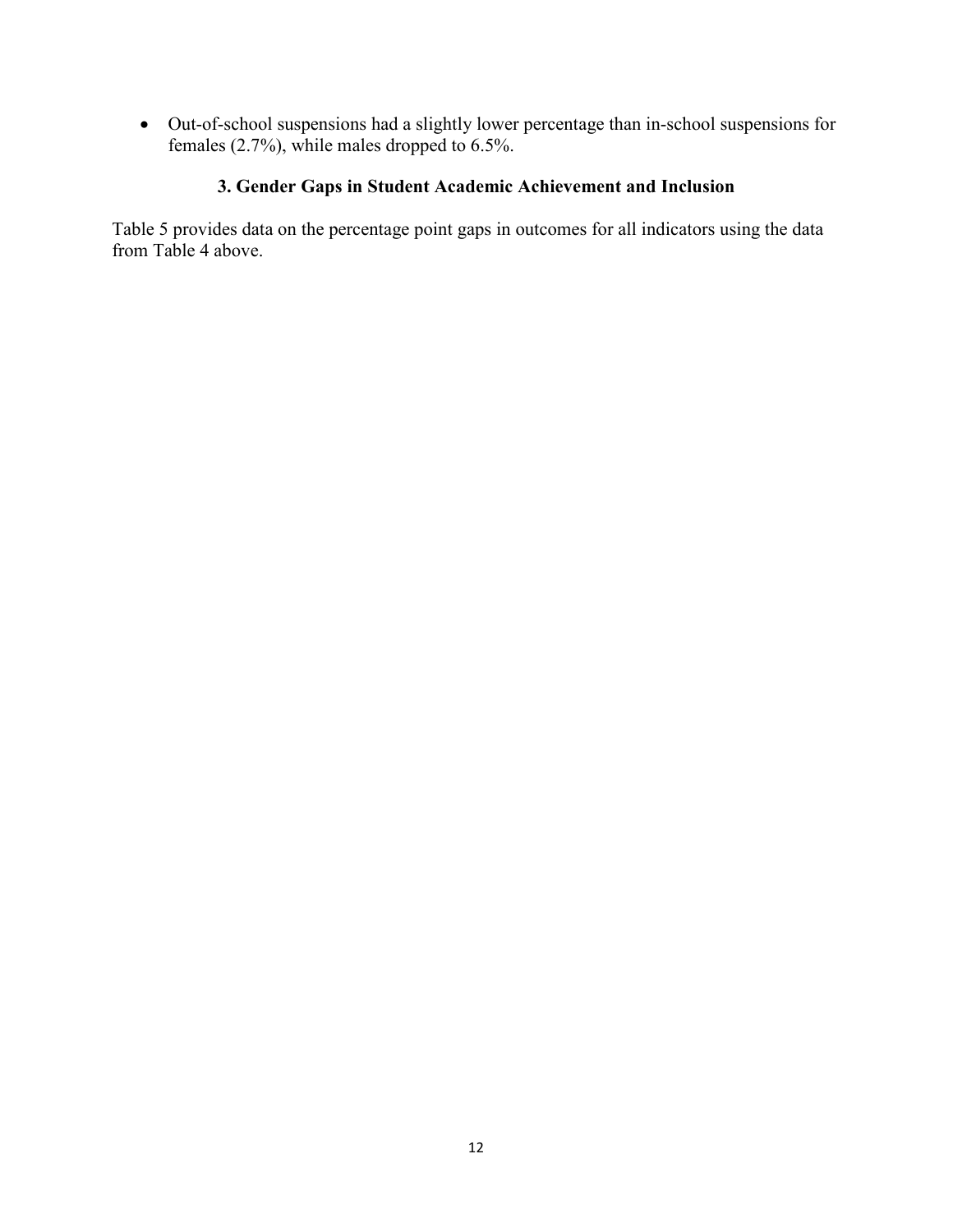- Out-of-school suspensions had a slightly lower percentage than in-school suspensions for females (2.7%), while males dropped to 6.5%.

## 3. Gender Gaps in Student Academic Achievement and Inclusion

Table 5 provides data on the percentage point gaps in outcomes for all indicators using the data from Table 4 above.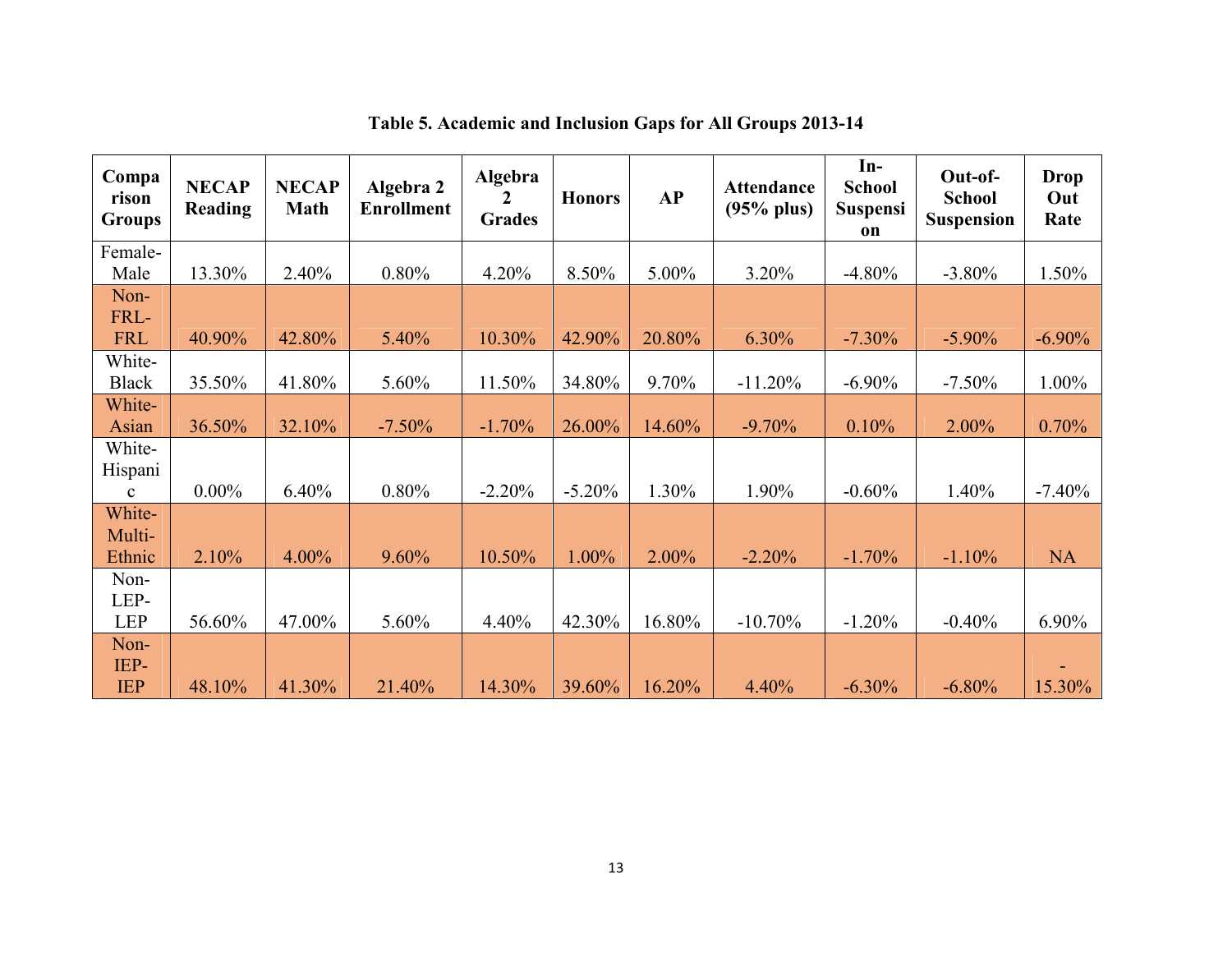**Table 5. Academic and Inclusion Gaps for All Groups 2013-14**

| Comparison Groups | NECAP Reading | NECAP Math | Algebra 2 Enrollment | Algebra 2 Grades | Honors | AP | Attendance (95% plus) | In-School Suspension | Out-of-School Suspension | Drop Out Rate |
|---|---|---|---|---|---|---|---|---|---|---|
| Female-Male | 13.30% | 2.40% | 0.80% | 4.20% | 8.50% | 5.00% | 3.20% | -4.80% | -3.80% | 1.50% |
| Non-FRL-FRL | 40.90% | 42.80% | 5.40% | 10.30% | 42.90% | 20.80% | 6.30% | -7.30% | -5.90% | -6.90% |
| White-Black | 35.50% | 41.80% | 5.60% | 11.50% | 34.80% | 9.70% | -11.20% | -6.90% | -7.50% | 1.00% |
| White-Asian | 36.50% | 32.10% | -7.50% | -1.70% | 26.00% | 14.60% | -9.70% | 0.10% | 2.00% | 0.70% |
| White-Hispanic | 0.00% | 6.40% | 0.80% | -2.20% | -5.20% | 1.30% | 1.90% | -0.60% | 1.40% | -7.40% |
| White-Multi-Ethnic | 2.10% | 4.00% | 9.60% | 10.50% | 1.00% | 2.00% | -2.20% | -1.70% | -1.10% | NA |
| Non-LEP-LEP | 56.60% | 47.00% | 5.60% | 4.40% | 42.30% | 16.80% | -10.70% | -1.20% | -0.40% | 6.90% |
| Non-IEP-IEP | 48.10% | 41.30% | 21.40% | 14.30% | 39.60% | 16.20% | 4.40% | -6.30% | -6.80% | -15.30% |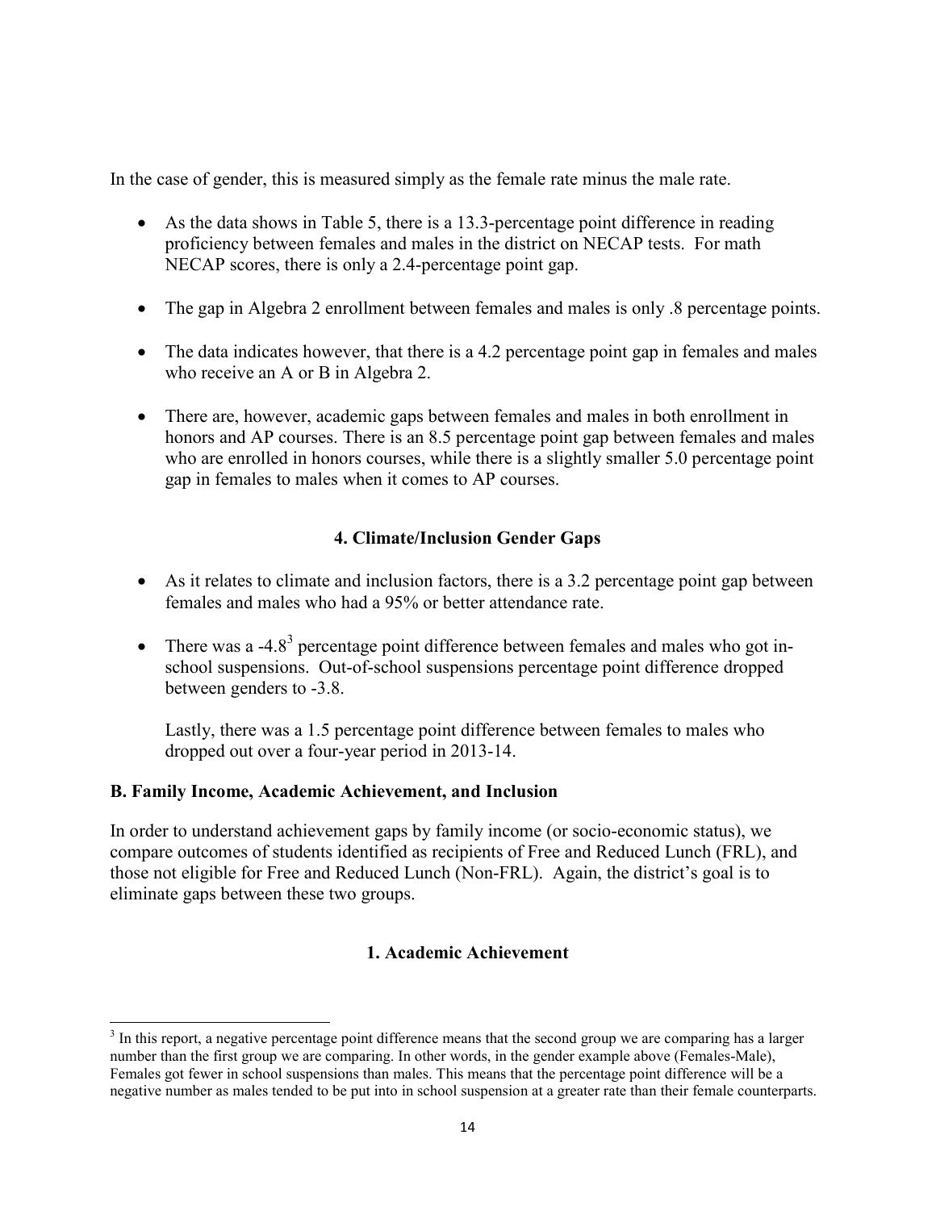In the case of gender, this is measured simply as the female rate minus the male rate.

- As the data shows in Table 5, there is a 13.3-percentage point difference in reading proficiency between females and males in the district on NECAP tests. For math NECAP scores, there is only a 2.4-percentage point gap.

- The gap in Algebra 2 enrollment between females and males is only .8 percentage points.

- The data indicates however, that there is a 4.2 percentage point gap in females and males who receive an A or B in Algebra 2.

- There are, however, academic gaps between females and males in both enrollment in honors and AP courses. There is an 8.5 percentage point gap between females and males who are enrolled in honors courses, while there is a slightly smaller 5.0 percentage point gap in females to males when it comes to AP courses.

#### 4. Climate/Inclusion Gender Gaps

- As it relates to climate and inclusion factors, there is a 3.2 percentage point gap between females and males who had a 95% or better attendance rate.

- There was a -4.8[3] percentage point difference between females and males who got in-school suspensions. Out-of-school suspensions percentage point difference dropped between genders to -3.8.

  Lastly, there was a 1.5 percentage point difference between females to males who dropped out over a four-year period in 2013-14.

### B. Family Income, Academic Achievement, and Inclusion

In order to understand achievement gaps by family income (or socio-economic status), we compare outcomes of students identified as recipients of Free and Reduced Lunch (FRL), and those not eligible for Free and Reduced Lunch (Non-FRL). Again, the district's goal is to eliminate gaps between these two groups.

#### 1. Academic Achievement

---

[3] In this report, a negative percentage point difference means that the second group we are comparing has a larger number than the first group we are comparing. In other words, in the gender example above (Females-Male), Females got fewer in school suspensions than males. This means that the percentage point difference will be a negative number as males tended to be put into in school suspension at a greater rate than their female counterparts.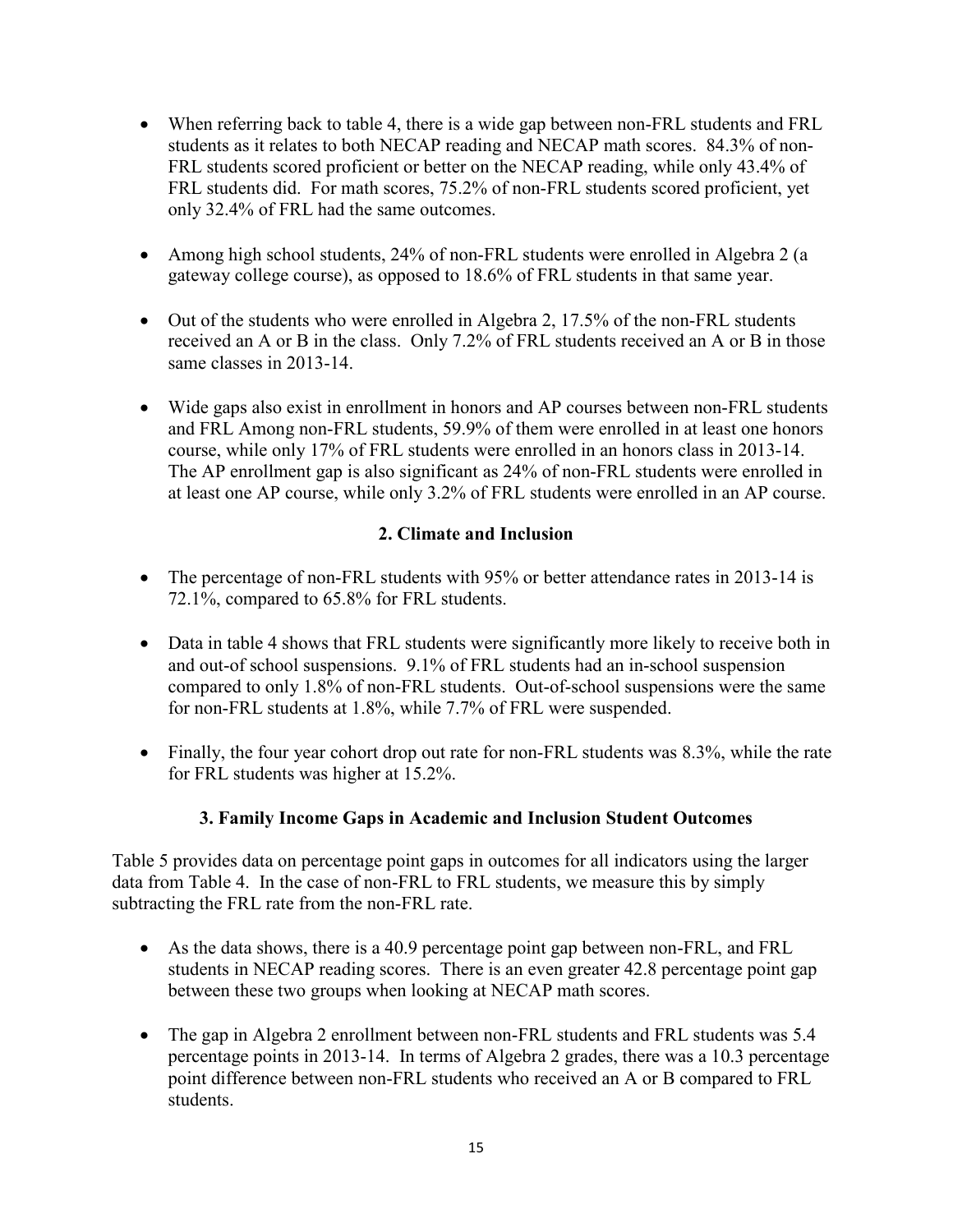- When referring back to table 4, there is a wide gap between non-FRL students and FRL students as it relates to both NECAP reading and NECAP math scores. 84.3% of non-FRL students scored proficient or better on the NECAP reading, while only 43.4% of FRL students did. For math scores, 75.2% of non-FRL students scored proficient, yet only 32.4% of FRL had the same outcomes.

- Among high school students, 24% of non-FRL students were enrolled in Algebra 2 (a gateway college course), as opposed to 18.6% of FRL students in that same year.

- Out of the students who were enrolled in Algebra 2, 17.5% of the non-FRL students received an A or B in the class. Only 7.2% of FRL students received an A or B in those same classes in 2013-14.

- Wide gaps also exist in enrollment in honors and AP courses between non-FRL students and FRL Among non-FRL students, 59.9% of them were enrolled in at least one honors course, while only 17% of FRL students were enrolled in an honors class in 2013-14. The AP enrollment gap is also significant as 24% of non-FRL students were enrolled in at least one AP course, while only 3.2% of FRL students were enrolled in an AP course.

### 2. Climate and Inclusion

- The percentage of non-FRL students with 95% or better attendance rates in 2013-14 is 72.1%, compared to 65.8% for FRL students.

- Data in table 4 shows that FRL students were significantly more likely to receive both in and out-of school suspensions. 9.1% of FRL students had an in-school suspension compared to only 1.8% of non-FRL students. Out-of-school suspensions were the same for non-FRL students at 1.8%, while 7.7% of FRL were suspended.

- Finally, the four year cohort drop out rate for non-FRL students was 8.3%, while the rate for FRL students was higher at 15.2%.

### 3. Family Income Gaps in Academic and Inclusion Student Outcomes

Table 5 provides data on percentage point gaps in outcomes for all indicators using the larger data from Table 4. In the case of non-FRL to FRL students, we measure this by simply subtracting the FRL rate from the non-FRL rate.

- As the data shows, there is a 40.9 percentage point gap between non-FRL, and FRL students in NECAP reading scores. There is an even greater 42.8 percentage point gap between these two groups when looking at NECAP math scores.

- The gap in Algebra 2 enrollment between non-FRL students and FRL students was 5.4 percentage points in 2013-14. In terms of Algebra 2 grades, there was a 10.3 percentage point difference between non-FRL students who received an A or B compared to FRL students.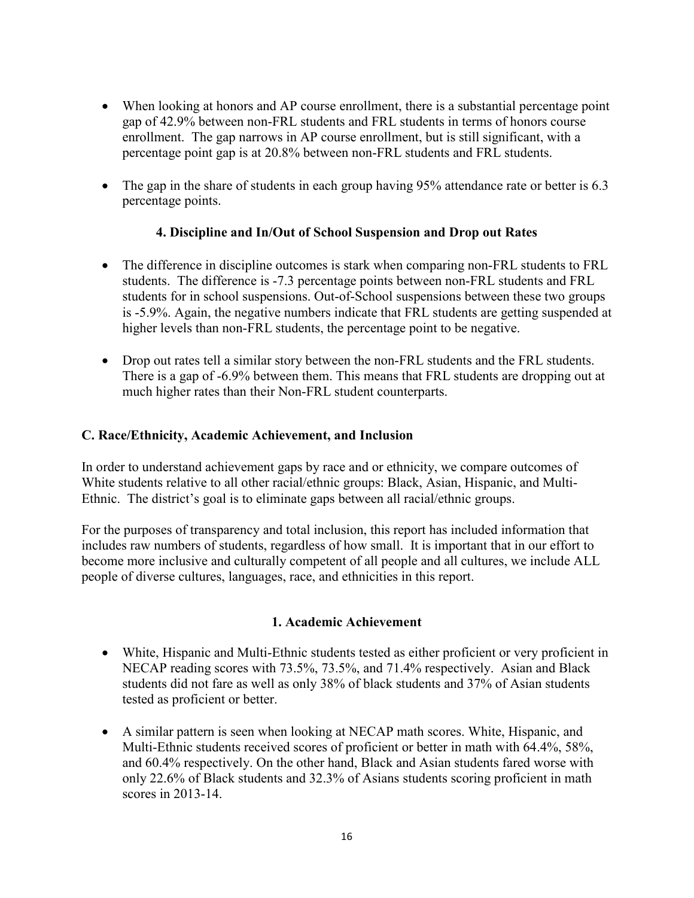- When looking at honors and AP course enrollment, there is a substantial percentage point gap of 42.9% between non-FRL students and FRL students in terms of honors course enrollment. The gap narrows in AP course enrollment, but is still significant, with a percentage point gap is at 20.8% between non-FRL students and FRL students.
- The gap in the share of students in each group having 95% attendance rate or better is 6.3 percentage points.

### 4. Discipline and In/Out of School Suspension and Drop out Rates

- The difference in discipline outcomes is stark when comparing non-FRL students to FRL students. The difference is -7.3 percentage points between non-FRL students and FRL students for in school suspensions. Out-of-School suspensions between these two groups is -5.9%. Again, the negative numbers indicate that FRL students are getting suspended at higher levels than non-FRL students, the percentage point to be negative.
- Drop out rates tell a similar story between the non-FRL students and the FRL students. There is a gap of -6.9% between them. This means that FRL students are dropping out at much higher rates than their Non-FRL student counterparts.

## C. Race/Ethnicity, Academic Achievement, and Inclusion

In order to understand achievement gaps by race and or ethnicity, we compare outcomes of White students relative to all other racial/ethnic groups: Black, Asian, Hispanic, and Multi-Ethnic. The district's goal is to eliminate gaps between all racial/ethnic groups.

For the purposes of transparency and total inclusion, this report has included information that includes raw numbers of students, regardless of how small. It is important that in our effort to become more inclusive and culturally competent of all people and all cultures, we include ALL people of diverse cultures, languages, race, and ethnicities in this report.

### 1. Academic Achievement

- White, Hispanic and Multi-Ethnic students tested as either proficient or very proficient in NECAP reading scores with 73.5%, 73.5%, and 71.4% respectively. Asian and Black students did not fare as well as only 38% of black students and 37% of Asian students tested as proficient or better.
- A similar pattern is seen when looking at NECAP math scores. White, Hispanic, and Multi-Ethnic students received scores of proficient or better in math with 64.4%, 58%, and 60.4% respectively. On the other hand, Black and Asian students fared worse with only 22.6% of Black students and 32.3% of Asians students scoring proficient in math scores in 2013-14.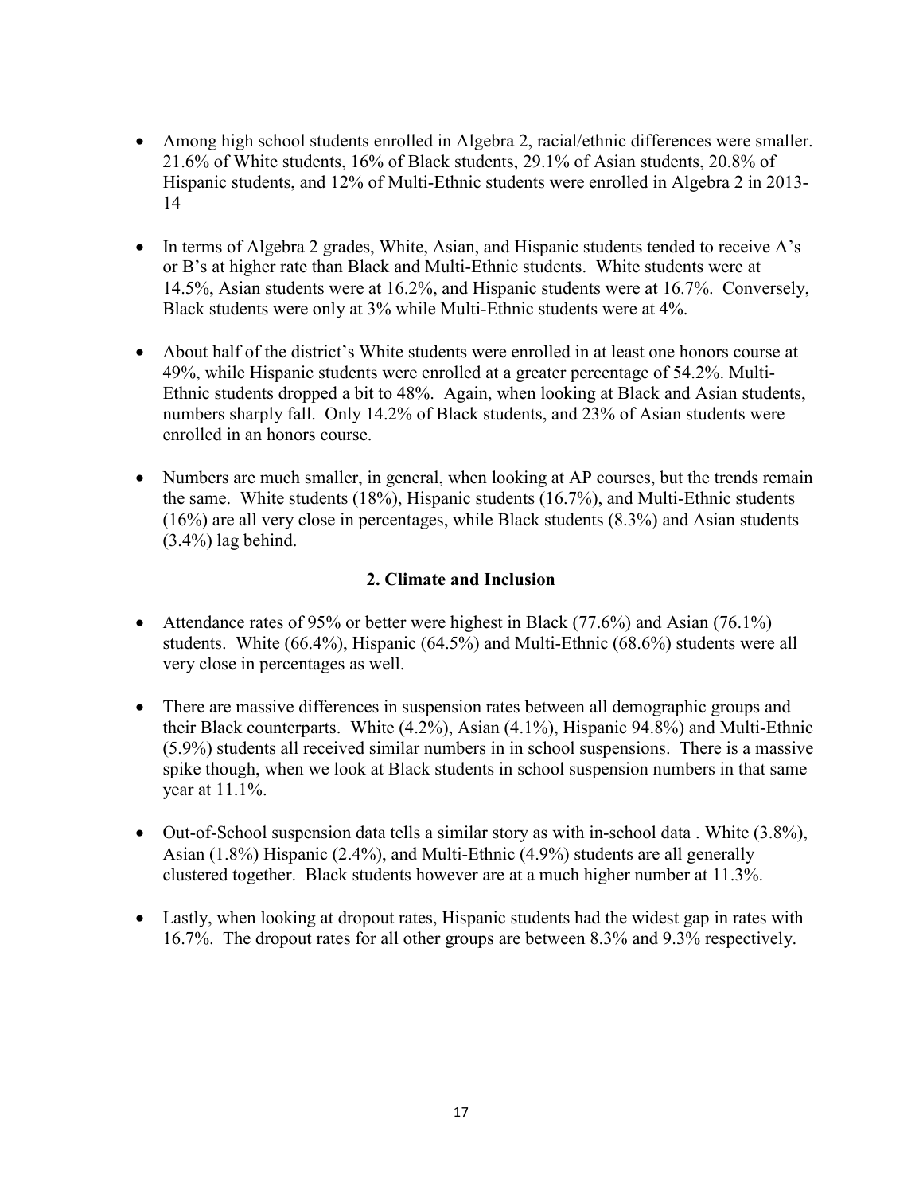- Among high school students enrolled in Algebra 2, racial/ethnic differences were smaller. 21.6% of White students, 16% of Black students, 29.1% of Asian students, 20.8% of Hispanic students, and 12% of Multi-Ethnic students were enrolled in Algebra 2 in 2013-14

- In terms of Algebra 2 grades, White, Asian, and Hispanic students tended to receive A's or B's at higher rate than Black and Multi-Ethnic students. White students were at 14.5%, Asian students were at 16.2%, and Hispanic students were at 16.7%. Conversely, Black students were only at 3% while Multi-Ethnic students were at 4%.

- About half of the district's White students were enrolled in at least one honors course at 49%, while Hispanic students were enrolled at a greater percentage of 54.2%. Multi-Ethnic students dropped a bit to 48%. Again, when looking at Black and Asian students, numbers sharply fall. Only 14.2% of Black students, and 23% of Asian students were enrolled in an honors course.

- Numbers are much smaller, in general, when looking at AP courses, but the trends remain the same. White students (18%), Hispanic students (16.7%), and Multi-Ethnic students (16%) are all very close in percentages, while Black students (8.3%) and Asian students (3.4%) lag behind.

### 2. Climate and Inclusion

- Attendance rates of 95% or better were highest in Black (77.6%) and Asian (76.1%) students. White (66.4%), Hispanic (64.5%) and Multi-Ethnic (68.6%) students were all very close in percentages as well.

- There are massive differences in suspension rates between all demographic groups and their Black counterparts. White (4.2%), Asian (4.1%), Hispanic 94.8%) and Multi-Ethnic (5.9%) students all received similar numbers in in school suspensions. There is a massive spike though, when we look at Black students in school suspension numbers in that same year at 11.1%.

- Out-of-School suspension data tells a similar story as with in-school data . White (3.8%), Asian (1.8%) Hispanic (2.4%), and Multi-Ethnic (4.9%) students are all generally clustered together. Black students however are at a much higher number at 11.3%.

- Lastly, when looking at dropout rates, Hispanic students had the widest gap in rates with 16.7%. The dropout rates for all other groups are between 8.3% and 9.3% respectively.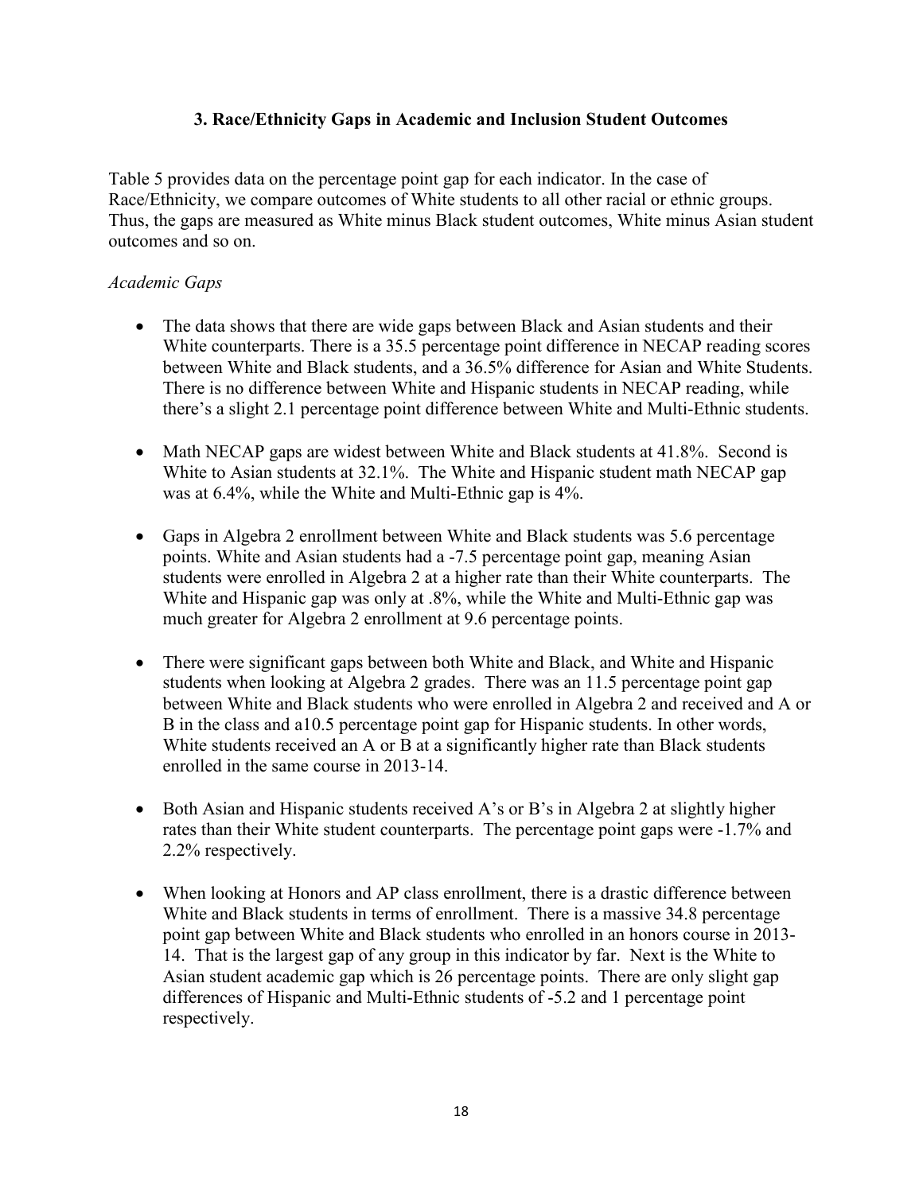### 3. Race/Ethnicity Gaps in Academic and Inclusion Student Outcomes

Table 5 provides data on the percentage point gap for each indicator. In the case of Race/Ethnicity, we compare outcomes of White students to all other racial or ethnic groups. Thus, the gaps are measured as White minus Black student outcomes, White minus Asian student outcomes and so on.

*Academic Gaps*

- The data shows that there are wide gaps between Black and Asian students and their White counterparts. There is a 35.5 percentage point difference in NECAP reading scores between White and Black students, and a 36.5% difference for Asian and White Students. There is no difference between White and Hispanic students in NECAP reading, while there's a slight 2.1 percentage point difference between White and Multi-Ethnic students.

- Math NECAP gaps are widest between White and Black students at 41.8%. Second is White to Asian students at 32.1%. The White and Hispanic student math NECAP gap was at 6.4%, while the White and Multi-Ethnic gap is 4%.

- Gaps in Algebra 2 enrollment between White and Black students was 5.6 percentage points. White and Asian students had a -7.5 percentage point gap, meaning Asian students were enrolled in Algebra 2 at a higher rate than their White counterparts. The White and Hispanic gap was only at .8%, while the White and Multi-Ethnic gap was much greater for Algebra 2 enrollment at 9.6 percentage points.

- There were significant gaps between both White and Black, and White and Hispanic students when looking at Algebra 2 grades. There was an 11.5 percentage point gap between White and Black students who were enrolled in Algebra 2 and received and A or B in the class and a10.5 percentage point gap for Hispanic students. In other words, White students received an A or B at a significantly higher rate than Black students enrolled in the same course in 2013-14.

- Both Asian and Hispanic students received A's or B's in Algebra 2 at slightly higher rates than their White student counterparts. The percentage point gaps were -1.7% and 2.2% respectively.

- When looking at Honors and AP class enrollment, there is a drastic difference between White and Black students in terms of enrollment. There is a massive 34.8 percentage point gap between White and Black students who enrolled in an honors course in 2013-14. That is the largest gap of any group in this indicator by far. Next is the White to Asian student academic gap which is 26 percentage points. There are only slight gap differences of Hispanic and Multi-Ethnic students of -5.2 and 1 percentage point respectively.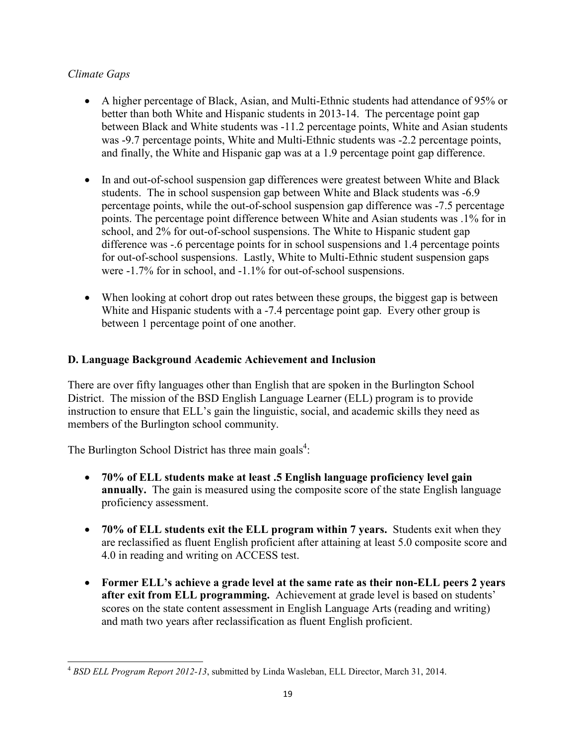*Climate Gaps*

- A higher percentage of Black, Asian, and Multi-Ethnic students had attendance of 95% or better than both White and Hispanic students in 2013-14. The percentage point gap between Black and White students was -11.2 percentage points, White and Asian students was -9.7 percentage points, White and Multi-Ethnic students was -2.2 percentage points, and finally, the White and Hispanic gap was at a 1.9 percentage point gap difference.

- In and out-of-school suspension gap differences were greatest between White and Black students. The in school suspension gap between White and Black students was -6.9 percentage points, while the out-of-school suspension gap difference was -7.5 percentage points. The percentage point difference between White and Asian students was .1% for in school, and 2% for out-of-school suspensions. The White to Hispanic student gap difference was -.6 percentage points for in school suspensions and 1.4 percentage points for out-of-school suspensions. Lastly, White to Multi-Ethnic student suspension gaps were -1.7% for in school, and -1.1% for out-of-school suspensions.

- When looking at cohort drop out rates between these groups, the biggest gap is between White and Hispanic students with a -7.4 percentage point gap. Every other group is between 1 percentage point of one another.

### D. Language Background Academic Achievement and Inclusion

There are over fifty languages other than English that are spoken in the Burlington School District. The mission of the BSD English Language Learner (ELL) program is to provide instruction to ensure that ELL's gain the linguistic, social, and academic skills they need as members of the Burlington school community.

The Burlington School District has three main goals[4]:

- **70% of ELL students make at least .5 English language proficiency level gain annually.** The gain is measured using the composite score of the state English language proficiency assessment.

- **70% of ELL students exit the ELL program within 7 years.** Students exit when they are reclassified as fluent English proficient after attaining at least 5.0 composite score and 4.0 in reading and writing on ACCESS test.

- **Former ELL's achieve a grade level at the same rate as their non-ELL peers 2 years after exit from ELL programming.** Achievement at grade level is based on students' scores on the state content assessment in English Language Arts (reading and writing) and math two years after reclassification as fluent English proficient.

---

[4] *BSD ELL Program Report 2012-13*, submitted by Linda Wasleban, ELL Director, March 31, 2014.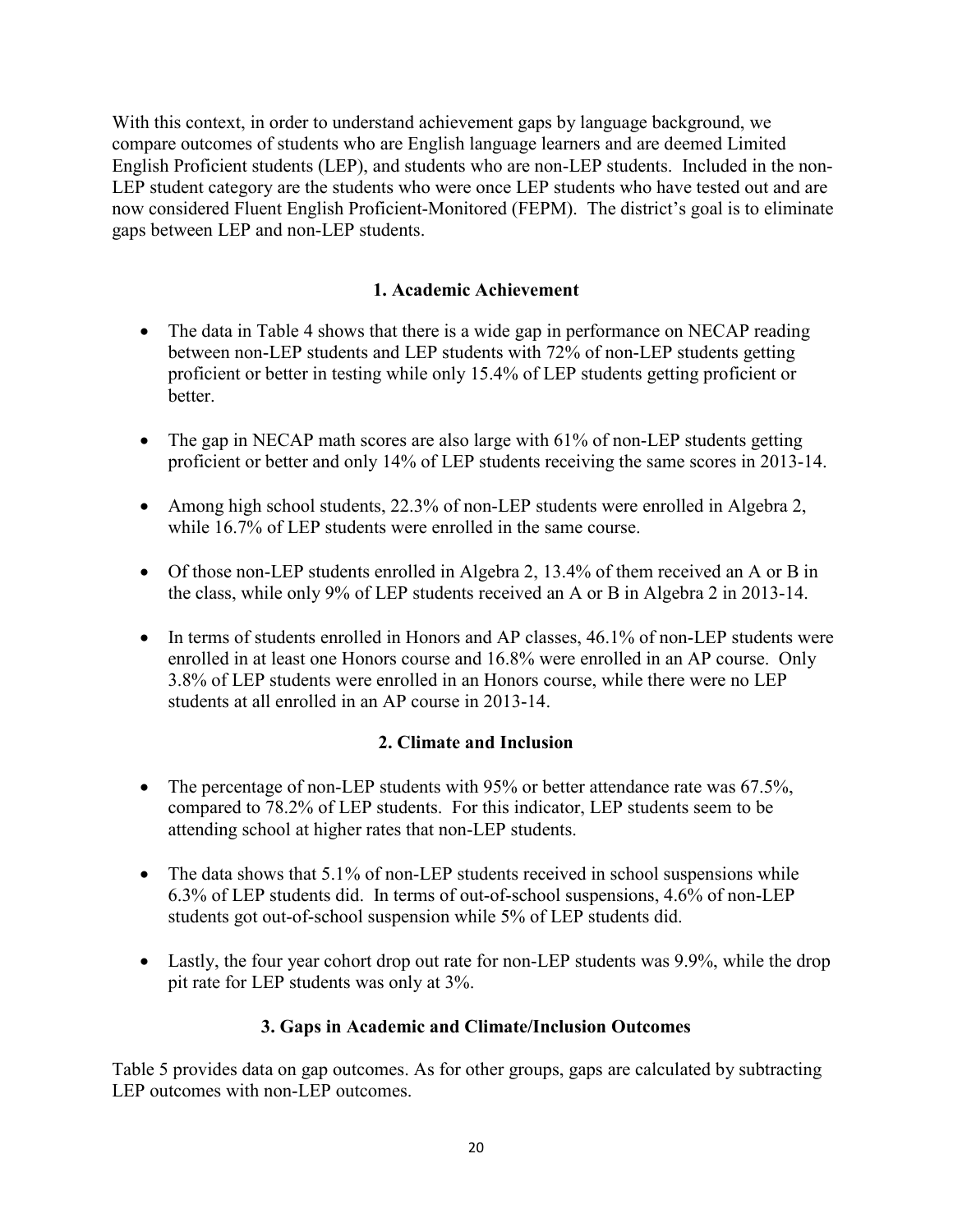With this context, in order to understand achievement gaps by language background, we compare outcomes of students who are English language learners and are deemed Limited English Proficient students (LEP), and students who are non-LEP students. Included in the non-LEP student category are the students who were once LEP students who have tested out and are now considered Fluent English Proficient-Monitored (FEPM). The district's goal is to eliminate gaps between LEP and non-LEP students.

### 1. Academic Achievement

- The data in Table 4 shows that there is a wide gap in performance on NECAP reading between non-LEP students and LEP students with 72% of non-LEP students getting proficient or better in testing while only 15.4% of LEP students getting proficient or better.
- The gap in NECAP math scores are also large with 61% of non-LEP students getting proficient or better and only 14% of LEP students receiving the same scores in 2013-14.
- Among high school students, 22.3% of non-LEP students were enrolled in Algebra 2, while 16.7% of LEP students were enrolled in the same course.
- Of those non-LEP students enrolled in Algebra 2, 13.4% of them received an A or B in the class, while only 9% of LEP students received an A or B in Algebra 2 in 2013-14.
- In terms of students enrolled in Honors and AP classes, 46.1% of non-LEP students were enrolled in at least one Honors course and 16.8% were enrolled in an AP course. Only 3.8% of LEP students were enrolled in an Honors course, while there were no LEP students at all enrolled in an AP course in 2013-14.

### 2. Climate and Inclusion

- The percentage of non-LEP students with 95% or better attendance rate was 67.5%, compared to 78.2% of LEP students. For this indicator, LEP students seem to be attending school at higher rates that non-LEP students.
- The data shows that 5.1% of non-LEP students received in school suspensions while 6.3% of LEP students did. In terms of out-of-school suspensions, 4.6% of non-LEP students got out-of-school suspension while 5% of LEP students did.
- Lastly, the four year cohort drop out rate for non-LEP students was 9.9%, while the drop pit rate for LEP students was only at 3%.

### 3. Gaps in Academic and Climate/Inclusion Outcomes

Table 5 provides data on gap outcomes. As for other groups, gaps are calculated by subtracting LEP outcomes with non-LEP outcomes.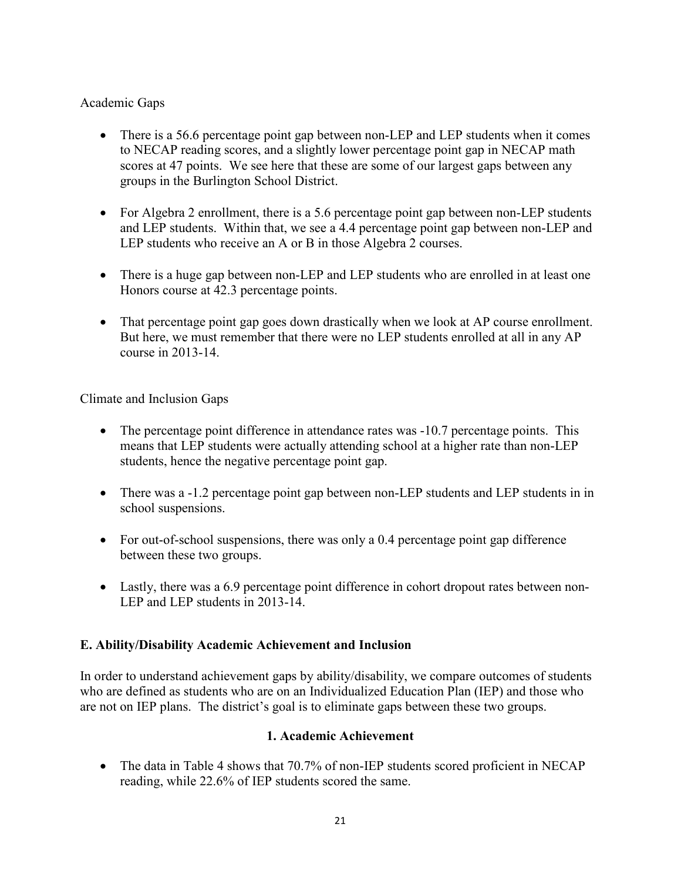Academic Gaps

- There is a 56.6 percentage point gap between non-LEP and LEP students when it comes to NECAP reading scores, and a slightly lower percentage point gap in NECAP math scores at 47 points. We see here that these are some of our largest gaps between any groups in the Burlington School District.

- For Algebra 2 enrollment, there is a 5.6 percentage point gap between non-LEP students and LEP students. Within that, we see a 4.4 percentage point gap between non-LEP and LEP students who receive an A or B in those Algebra 2 courses.

- There is a huge gap between non-LEP and LEP students who are enrolled in at least one Honors course at 42.3 percentage points.

- That percentage point gap goes down drastically when we look at AP course enrollment. But here, we must remember that there were no LEP students enrolled at all in any AP course in 2013-14.

Climate and Inclusion Gaps

- The percentage point difference in attendance rates was -10.7 percentage points. This means that LEP students were actually attending school at a higher rate than non-LEP students, hence the negative percentage point gap.

- There was a -1.2 percentage point gap between non-LEP students and LEP students in in school suspensions.

- For out-of-school suspensions, there was only a 0.4 percentage point gap difference between these two groups.

- Lastly, there was a 6.9 percentage point difference in cohort dropout rates between non-LEP and LEP students in 2013-14.

## E. Ability/Disability Academic Achievement and Inclusion

In order to understand achievement gaps by ability/disability, we compare outcomes of students who are defined as students who are on an Individualized Education Plan (IEP) and those who are not on IEP plans. The district's goal is to eliminate gaps between these two groups.

### 1. Academic Achievement

- The data in Table 4 shows that 70.7% of non-IEP students scored proficient in NECAP reading, while 22.6% of IEP students scored the same.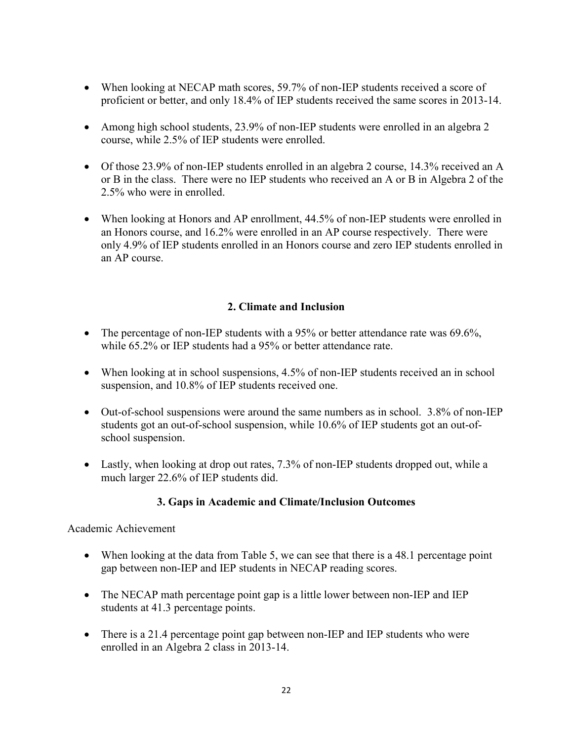- When looking at NECAP math scores, 59.7% of non-IEP students received a score of proficient or better, and only 18.4% of IEP students received the same scores in 2013-14.

- Among high school students, 23.9% of non-IEP students were enrolled in an algebra 2 course, while 2.5% of IEP students were enrolled.

- Of those 23.9% of non-IEP students enrolled in an algebra 2 course, 14.3% received an A or B in the class. There were no IEP students who received an A or B in Algebra 2 of the 2.5% who were in enrolled.

- When looking at Honors and AP enrollment, 44.5% of non-IEP students were enrolled in an Honors course, and 16.2% were enrolled in an AP course respectively. There were only 4.9% of IEP students enrolled in an Honors course and zero IEP students enrolled in an AP course.

## 2. Climate and Inclusion

- The percentage of non-IEP students with a 95% or better attendance rate was 69.6%, while 65.2% or IEP students had a 95% or better attendance rate.

- When looking at in school suspensions, 4.5% of non-IEP students received an in school suspension, and 10.8% of IEP students received one.

- Out-of-school suspensions were around the same numbers as in school. 3.8% of non-IEP students got an out-of-school suspension, while 10.6% of IEP students got an out-of-school suspension.

- Lastly, when looking at drop out rates, 7.3% of non-IEP students dropped out, while a much larger 22.6% of IEP students did.

## 3. Gaps in Academic and Climate/Inclusion Outcomes

Academic Achievement

- When looking at the data from Table 5, we can see that there is a 48.1 percentage point gap between non-IEP and IEP students in NECAP reading scores.

- The NECAP math percentage point gap is a little lower between non-IEP and IEP students at 41.3 percentage points.

- There is a 21.4 percentage point gap between non-IEP and IEP students who were enrolled in an Algebra 2 class in 2013-14.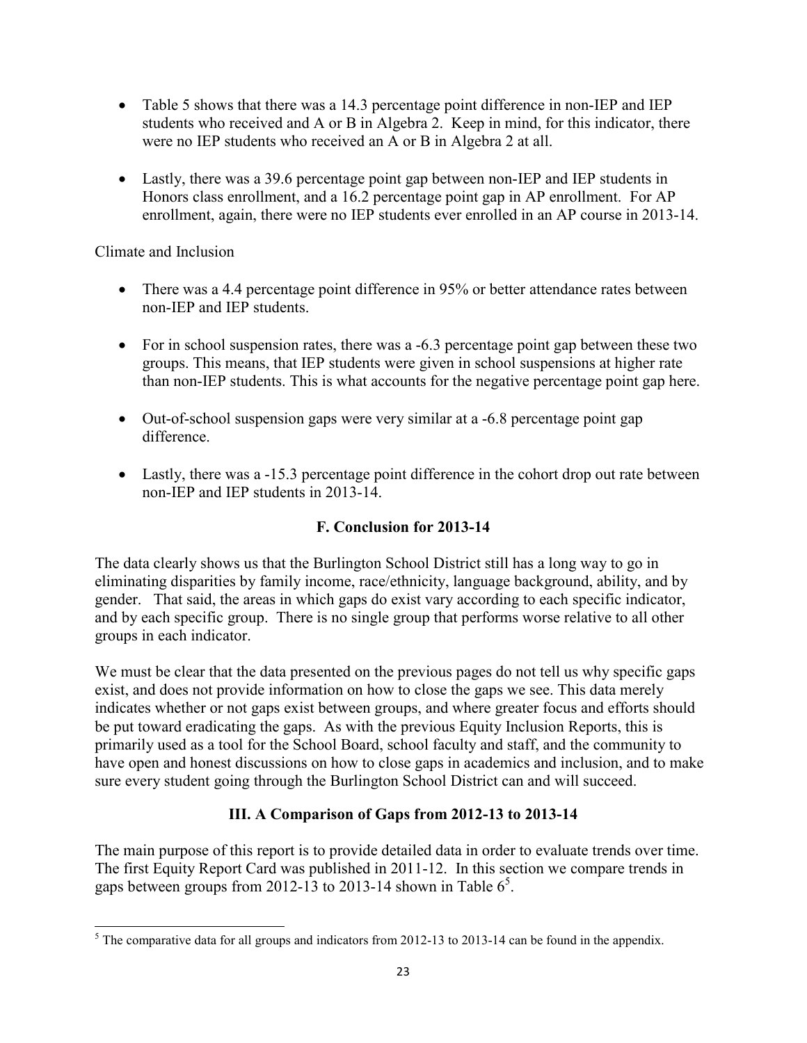- Table 5 shows that there was a 14.3 percentage point difference in non-IEP and IEP students who received and A or B in Algebra 2. Keep in mind, for this indicator, there were no IEP students who received an A or B in Algebra 2 at all.

- Lastly, there was a 39.6 percentage point gap between non-IEP and IEP students in Honors class enrollment, and a 16.2 percentage point gap in AP enrollment. For AP enrollment, again, there were no IEP students ever enrolled in an AP course in 2013-14.

Climate and Inclusion

- There was a 4.4 percentage point difference in 95% or better attendance rates between non-IEP and IEP students.

- For in school suspension rates, there was a -6.3 percentage point gap between these two groups. This means, that IEP students were given in school suspensions at higher rate than non-IEP students. This is what accounts for the negative percentage point gap here.

- Out-of-school suspension gaps were very similar at a -6.8 percentage point gap difference.

- Lastly, there was a -15.3 percentage point difference in the cohort drop out rate between non-IEP and IEP students in 2013-14.

### F. Conclusion for 2013-14

The data clearly shows us that the Burlington School District still has a long way to go in eliminating disparities by family income, race/ethnicity, language background, ability, and by gender. That said, the areas in which gaps do exist vary according to each specific indicator, and by each specific group. There is no single group that performs worse relative to all other groups in each indicator.

We must be clear that the data presented on the previous pages do not tell us why specific gaps exist, and does not provide information on how to close the gaps we see. This data merely indicates whether or not gaps exist between groups, and where greater focus and efforts should be put toward eradicating the gaps. As with the previous Equity Inclusion Reports, this is primarily used as a tool for the School Board, school faculty and staff, and the community to have open and honest discussions on how to close gaps in academics and inclusion, and to make sure every student going through the Burlington School District can and will succeed.

## III. A Comparison of Gaps from 2012-13 to 2013-14

The main purpose of this report is to provide detailed data in order to evaluate trends over time. The first Equity Report Card was published in 2011-12. In this section we compare trends in gaps between groups from 2012-13 to 2013-14 shown in Table 6[5].

[5] The comparative data for all groups and indicators from 2012-13 to 2013-14 can be found in the appendix.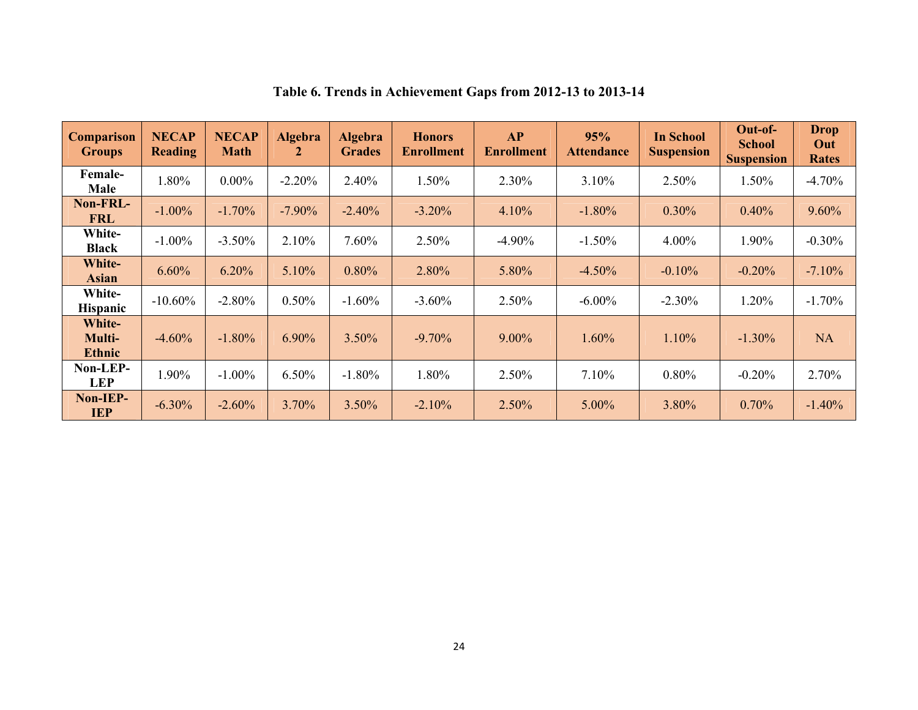**Table 6. Trends in Achievement Gaps from 2012-13 to 2013-14**

| Comparison Groups | NECAP Reading | NECAP Math | Algebra 2 | Algebra Grades | Honors Enrollment | AP Enrollment | 95% Attendance | In School Suspension | Out-of-School Suspension | Drop Out Rates |
|---|---|---|---|---|---|---|---|---|---|---|
| Female-Male | 1.80% | 0.00% | -2.20% | 2.40% | 1.50% | 2.30% | 3.10% | 2.50% | 1.50% | -4.70% |
| Non-FRL-FRL | -1.00% | -1.70% | -7.90% | -2.40% | -3.20% | 4.10% | -1.80% | 0.30% | 0.40% | 9.60% |
| White-Black | -1.00% | -3.50% | 2.10% | 7.60% | 2.50% | -4.90% | -1.50% | 4.00% | 1.90% | -0.30% |
| White-Asian | 6.60% | 6.20% | 5.10% | 0.80% | 2.80% | 5.80% | -4.50% | -0.10% | -0.20% | -7.10% |
| White-Hispanic | -10.60% | -2.80% | 0.50% | -1.60% | -3.60% | 2.50% | -6.00% | -2.30% | 1.20% | -1.70% |
| White-Multi-Ethnic | -4.60% | -1.80% | 6.90% | 3.50% | -9.70% | 9.00% | 1.60% | 1.10% | -1.30% | NA |
| Non-LEP-LEP | 1.90% | -1.00% | 6.50% | -1.80% | 1.80% | 2.50% | 7.10% | 0.80% | -0.20% | 2.70% |
| Non-IEP-IEP | -6.30% | -2.60% | 3.70% | 3.50% | -2.10% | 2.50% | 5.00% | 3.80% | 0.70% | -1.40% |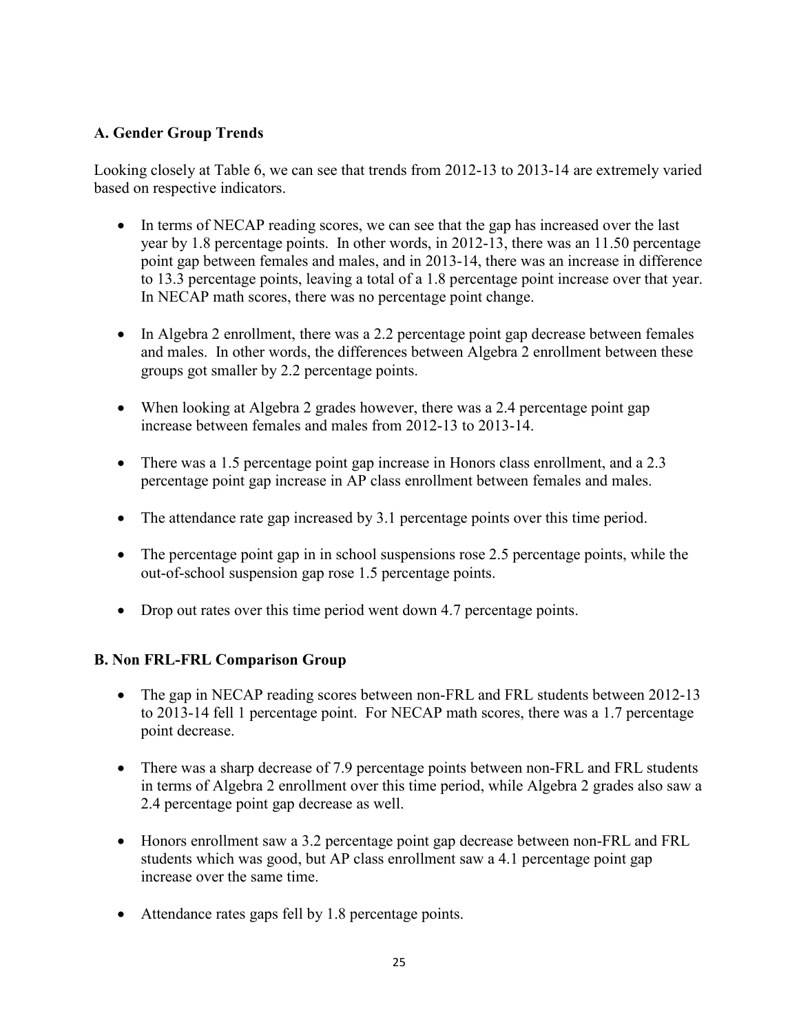### A. Gender Group Trends

Looking closely at Table 6, we can see that trends from 2012-13 to 2013-14 are extremely varied based on respective indicators.

- In terms of NECAP reading scores, we can see that the gap has increased over the last year by 1.8 percentage points. In other words, in 2012-13, there was an 11.50 percentage point gap between females and males, and in 2013-14, there was an increase in difference to 13.3 percentage points, leaving a total of a 1.8 percentage point increase over that year. In NECAP math scores, there was no percentage point change.

- In Algebra 2 enrollment, there was a 2.2 percentage point gap decrease between females and males. In other words, the differences between Algebra 2 enrollment between these groups got smaller by 2.2 percentage points.

- When looking at Algebra 2 grades however, there was a 2.4 percentage point gap increase between females and males from 2012-13 to 2013-14.

- There was a 1.5 percentage point gap increase in Honors class enrollment, and a 2.3 percentage point gap increase in AP class enrollment between females and males.

- The attendance rate gap increased by 3.1 percentage points over this time period.

- The percentage point gap in in school suspensions rose 2.5 percentage points, while the out-of-school suspension gap rose 1.5 percentage points.

- Drop out rates over this time period went down 4.7 percentage points.

### B. Non FRL-FRL Comparison Group

- The gap in NECAP reading scores between non-FRL and FRL students between 2012-13 to 2013-14 fell 1 percentage point. For NECAP math scores, there was a 1.7 percentage point decrease.

- There was a sharp decrease of 7.9 percentage points between non-FRL and FRL students in terms of Algebra 2 enrollment over this time period, while Algebra 2 grades also saw a 2.4 percentage point gap decrease as well.

- Honors enrollment saw a 3.2 percentage point gap decrease between non-FRL and FRL students which was good, but AP class enrollment saw a 4.1 percentage point gap increase over the same time.

- Attendance rates gaps fell by 1.8 percentage points.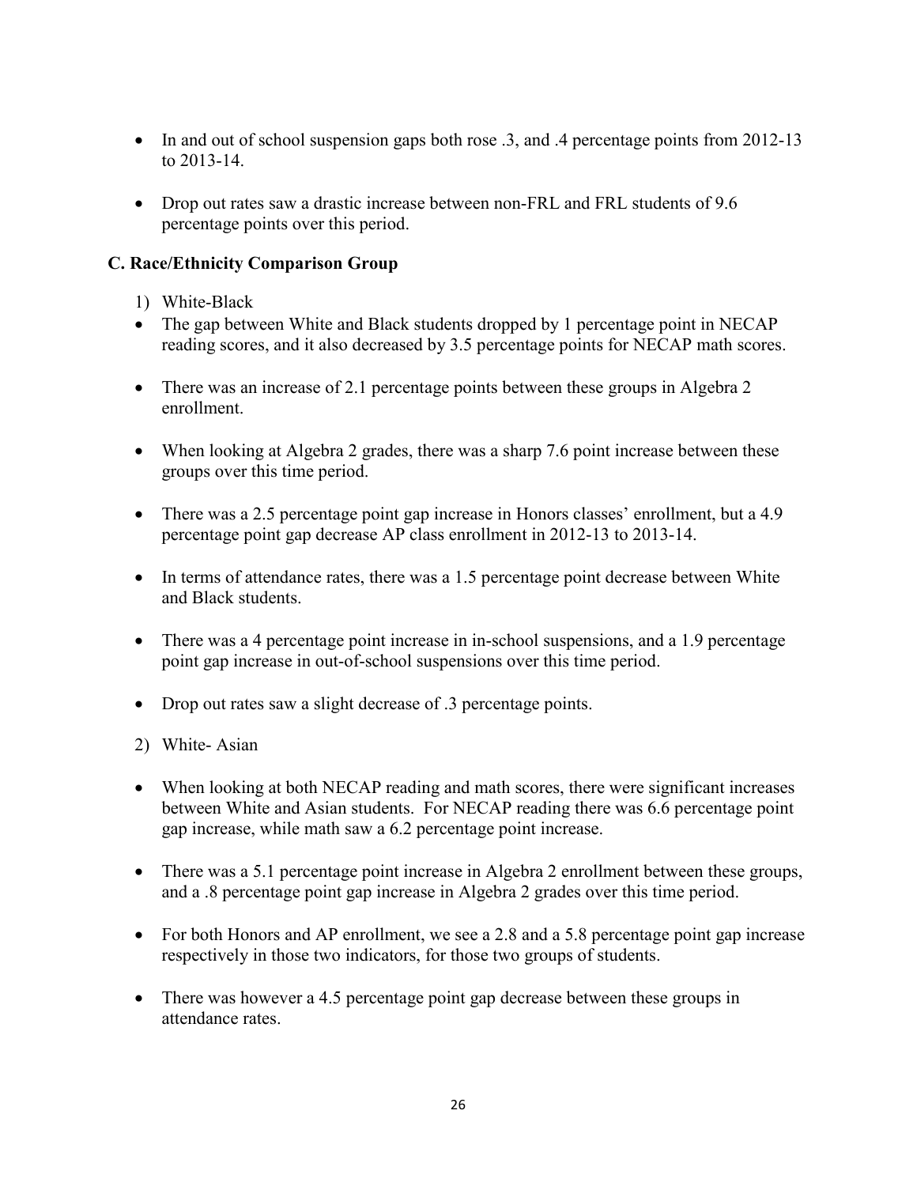- In and out of school suspension gaps both rose .3, and .4 percentage points from 2012-13 to 2013-14.

- Drop out rates saw a drastic increase between non-FRL and FRL students of 9.6 percentage points over this period.

### C. Race/Ethnicity Comparison Group

1) White-Black

- The gap between White and Black students dropped by 1 percentage point in NECAP reading scores, and it also decreased by 3.5 percentage points for NECAP math scores.

- There was an increase of 2.1 percentage points between these groups in Algebra 2 enrollment.

- When looking at Algebra 2 grades, there was a sharp 7.6 point increase between these groups over this time period.

- There was a 2.5 percentage point gap increase in Honors classes' enrollment, but a 4.9 percentage point gap decrease AP class enrollment in 2012-13 to 2013-14.

- In terms of attendance rates, there was a 1.5 percentage point decrease between White and Black students.

- There was a 4 percentage point increase in in-school suspensions, and a 1.9 percentage point gap increase in out-of-school suspensions over this time period.

- Drop out rates saw a slight decrease of .3 percentage points.

2) White- Asian

- When looking at both NECAP reading and math scores, there were significant increases between White and Asian students. For NECAP reading there was 6.6 percentage point gap increase, while math saw a 6.2 percentage point increase.

- There was a 5.1 percentage point increase in Algebra 2 enrollment between these groups, and a .8 percentage point gap increase in Algebra 2 grades over this time period.

- For both Honors and AP enrollment, we see a 2.8 and a 5.8 percentage point gap increase respectively in those two indicators, for those two groups of students.

- There was however a 4.5 percentage point gap decrease between these groups in attendance rates.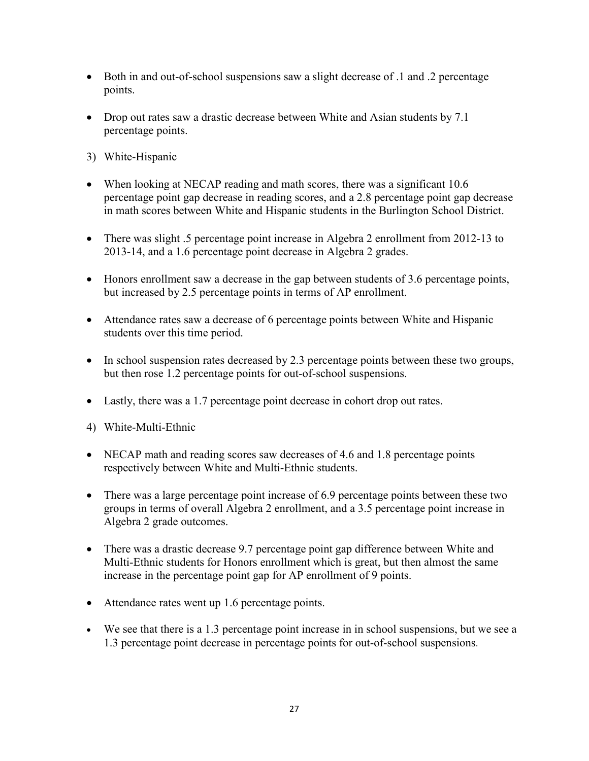- Both in and out-of-school suspensions saw a slight decrease of .1 and .2 percentage points.

- Drop out rates saw a drastic decrease between White and Asian students by 7.1 percentage points.

3) White-Hispanic

- When looking at NECAP reading and math scores, there was a significant 10.6 percentage point gap decrease in reading scores, and a 2.8 percentage point gap decrease in math scores between White and Hispanic students in the Burlington School District.

- There was slight .5 percentage point increase in Algebra 2 enrollment from 2012-13 to 2013-14, and a 1.6 percentage point decrease in Algebra 2 grades.

- Honors enrollment saw a decrease in the gap between students of 3.6 percentage points, but increased by 2.5 percentage points in terms of AP enrollment.

- Attendance rates saw a decrease of 6 percentage points between White and Hispanic students over this time period.

- In school suspension rates decreased by 2.3 percentage points between these two groups, but then rose 1.2 percentage points for out-of-school suspensions.

- Lastly, there was a 1.7 percentage point decrease in cohort drop out rates.

4) White-Multi-Ethnic

- NECAP math and reading scores saw decreases of 4.6 and 1.8 percentage points respectively between White and Multi-Ethnic students.

- There was a large percentage point increase of 6.9 percentage points between these two groups in terms of overall Algebra 2 enrollment, and a 3.5 percentage point increase in Algebra 2 grade outcomes.

- There was a drastic decrease 9.7 percentage point gap difference between White and Multi-Ethnic students for Honors enrollment which is great, but then almost the same increase in the percentage point gap for AP enrollment of 9 points.

- Attendance rates went up 1.6 percentage points.

- We see that there is a 1.3 percentage point increase in in school suspensions, but we see a 1.3 percentage point decrease in percentage points for out-of-school suspensions.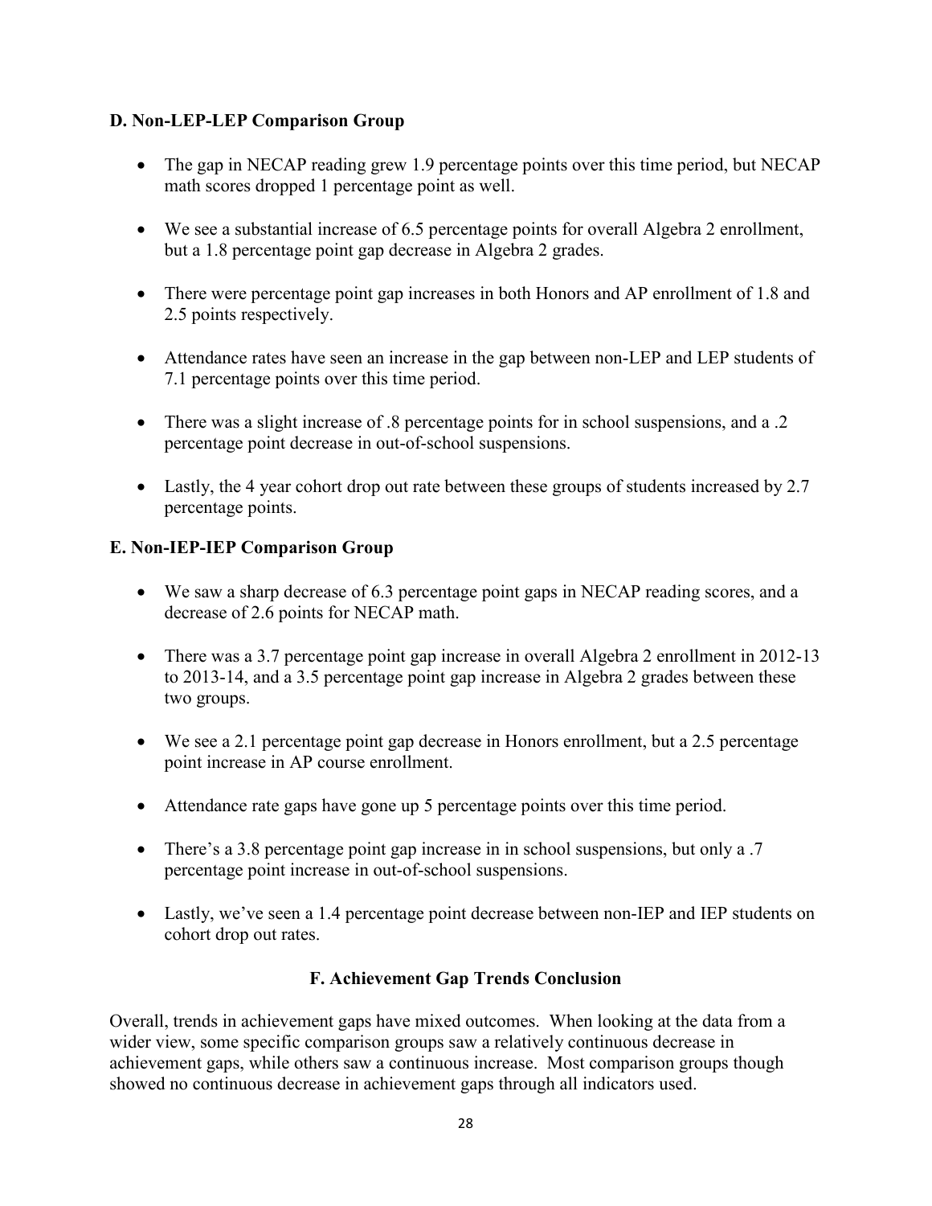### D. Non-LEP-LEP Comparison Group

- The gap in NECAP reading grew 1.9 percentage points over this time period, but NECAP math scores dropped 1 percentage point as well.
- We see a substantial increase of 6.5 percentage points for overall Algebra 2 enrollment, but a 1.8 percentage point gap decrease in Algebra 2 grades.
- There were percentage point gap increases in both Honors and AP enrollment of 1.8 and 2.5 points respectively.
- Attendance rates have seen an increase in the gap between non-LEP and LEP students of 7.1 percentage points over this time period.
- There was a slight increase of .8 percentage points for in school suspensions, and a .2 percentage point decrease in out-of-school suspensions.
- Lastly, the 4 year cohort drop out rate between these groups of students increased by 2.7 percentage points.

### E. Non-IEP-IEP Comparison Group

- We saw a sharp decrease of 6.3 percentage point gaps in NECAP reading scores, and a decrease of 2.6 points for NECAP math.
- There was a 3.7 percentage point gap increase in overall Algebra 2 enrollment in 2012-13 to 2013-14, and a 3.5 percentage point gap increase in Algebra 2 grades between these two groups.
- We see a 2.1 percentage point gap decrease in Honors enrollment, but a 2.5 percentage point increase in AP course enrollment.
- Attendance rate gaps have gone up 5 percentage points over this time period.
- There's a 3.8 percentage point gap increase in in school suspensions, but only a .7 percentage point increase in out-of-school suspensions.
- Lastly, we've seen a 1.4 percentage point decrease between non-IEP and IEP students on cohort drop out rates.

### F. Achievement Gap Trends Conclusion

Overall, trends in achievement gaps have mixed outcomes. When looking at the data from a wider view, some specific comparison groups saw a relatively continuous decrease in achievement gaps, while others saw a continuous increase. Most comparison groups though showed no continuous decrease in achievement gaps through all indicators used.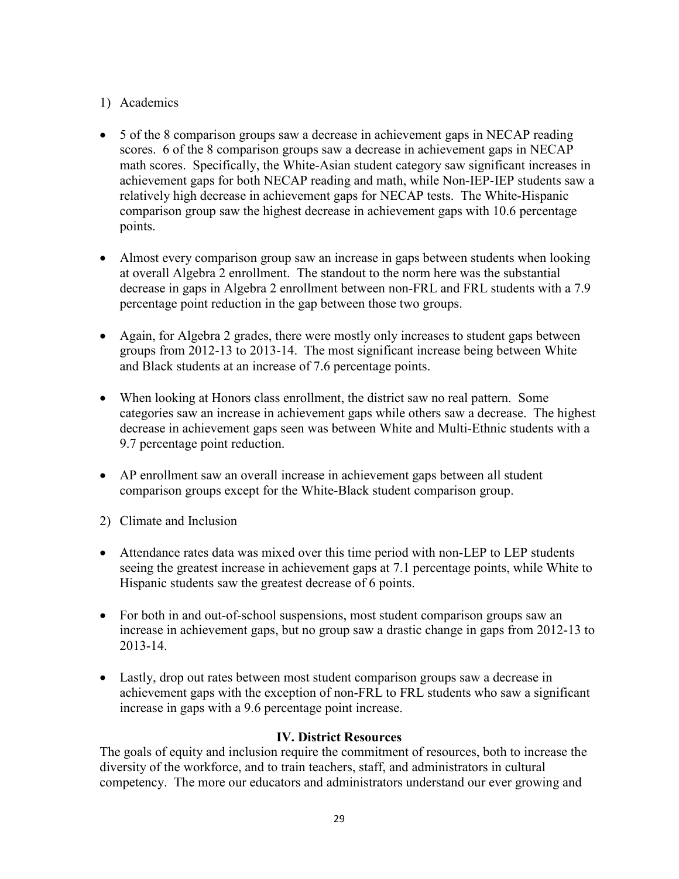1) Academics

- 5 of the 8 comparison groups saw a decrease in achievement gaps in NECAP reading scores. 6 of the 8 comparison groups saw a decrease in achievement gaps in NECAP math scores. Specifically, the White-Asian student category saw significant increases in achievement gaps for both NECAP reading and math, while Non-IEP-IEP students saw a relatively high decrease in achievement gaps for NECAP tests. The White-Hispanic comparison group saw the highest decrease in achievement gaps with 10.6 percentage points.

- Almost every comparison group saw an increase in gaps between students when looking at overall Algebra 2 enrollment. The standout to the norm here was the substantial decrease in gaps in Algebra 2 enrollment between non-FRL and FRL students with a 7.9 percentage point reduction in the gap between those two groups.

- Again, for Algebra 2 grades, there were mostly only increases to student gaps between groups from 2012-13 to 2013-14. The most significant increase being between White and Black students at an increase of 7.6 percentage points.

- When looking at Honors class enrollment, the district saw no real pattern. Some categories saw an increase in achievement gaps while others saw a decrease. The highest decrease in achievement gaps seen was between White and Multi-Ethnic students with a 9.7 percentage point reduction.

- AP enrollment saw an overall increase in achievement gaps between all student comparison groups except for the White-Black student comparison group.

2) Climate and Inclusion

- Attendance rates data was mixed over this time period with non-LEP to LEP students seeing the greatest increase in achievement gaps at 7.1 percentage points, while White to Hispanic students saw the greatest decrease of 6 points.

- For both in and out-of-school suspensions, most student comparison groups saw an increase in achievement gaps, but no group saw a drastic change in gaps from 2012-13 to 2013-14.

- Lastly, drop out rates between most student comparison groups saw a decrease in achievement gaps with the exception of non-FRL to FRL students who saw a significant increase in gaps with a 9.6 percentage point increase.

## IV. District Resources

The goals of equity and inclusion require the commitment of resources, both to increase the diversity of the workforce, and to train teachers, staff, and administrators in cultural competency. The more our educators and administrators understand our ever growing and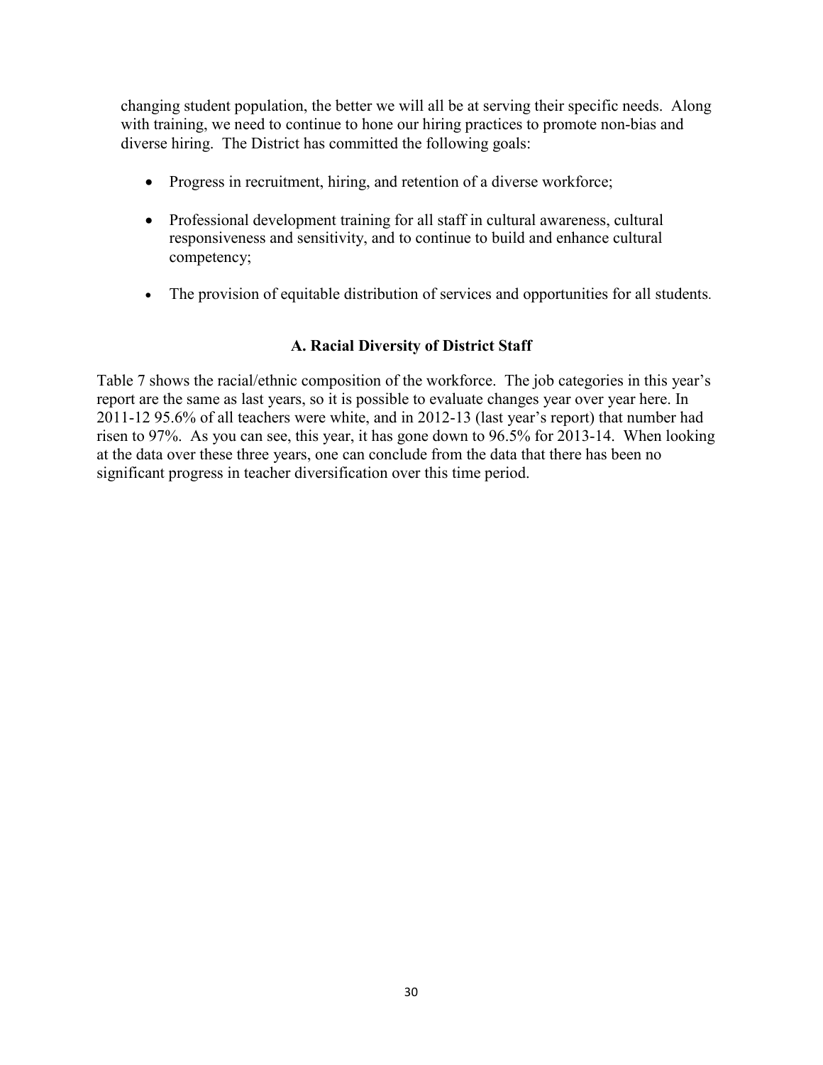changing student population, the better we will all be at serving their specific needs. Along with training, we need to continue to hone our hiring practices to promote non-bias and diverse hiring. The District has committed the following goals:

- Progress in recruitment, hiring, and retention of a diverse workforce;
- Professional development training for all staff in cultural awareness, cultural responsiveness and sensitivity, and to continue to build and enhance cultural competency;
- The provision of equitable distribution of services and opportunities for all students.

## A. Racial Diversity of District Staff

Table 7 shows the racial/ethnic composition of the workforce. The job categories in this year's report are the same as last years, so it is possible to evaluate changes year over year here. In 2011-12 95.6% of all teachers were white, and in 2012-13 (last year's report) that number had risen to 97%. As you can see, this year, it has gone down to 96.5% for 2013-14. When looking at the data over these three years, one can conclude from the data that there has been no significant progress in teacher diversification over this time period.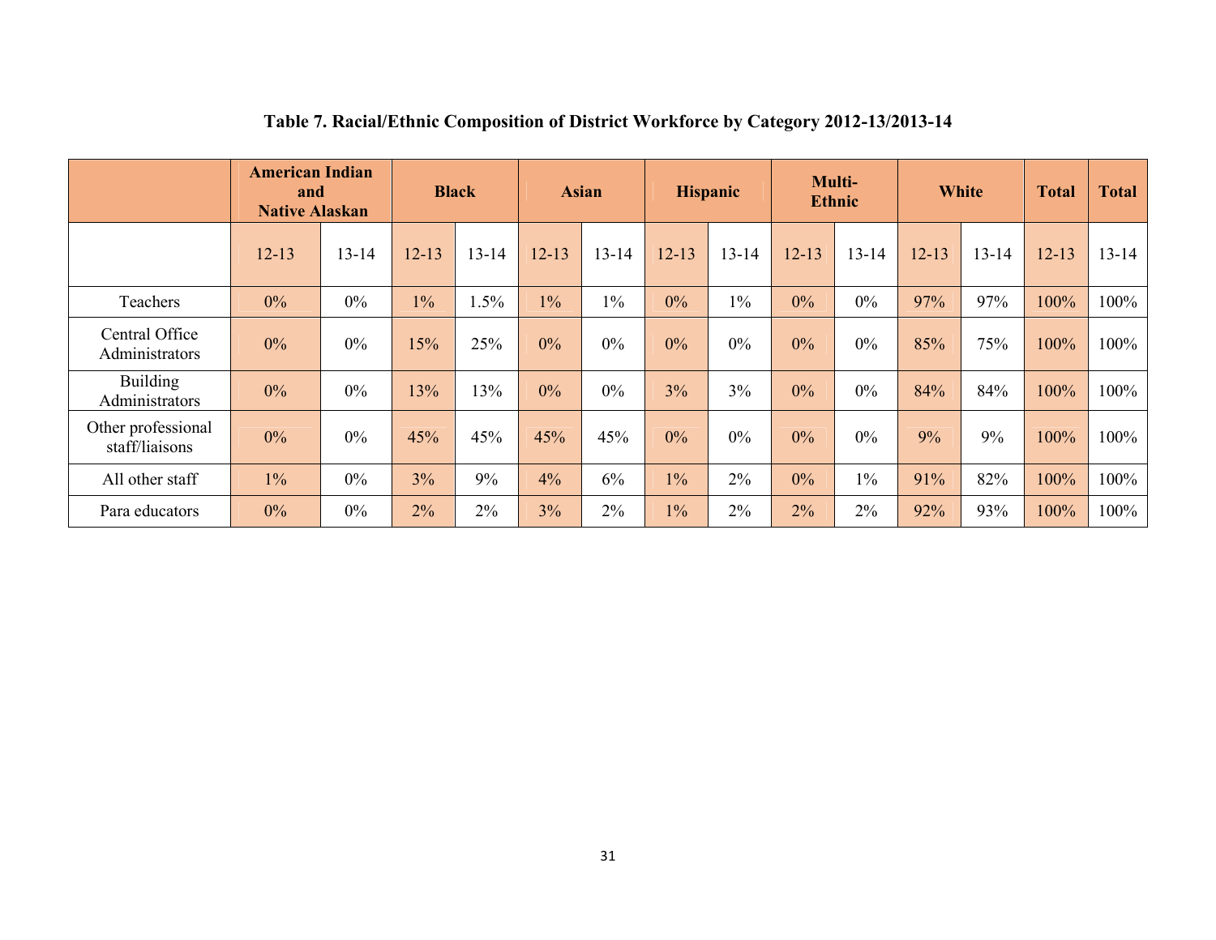**Table 7. Racial/Ethnic Composition of District Workforce by Category 2012-13/2013-14**

| | American Indian and Native Alaskan | | Black | | Asian | | Hispanic | | Multi-Ethnic | | White | | Total | Total |
|---|---|---|---|---|---|---|---|---|---|---|---|---|---|---|
| | 12-13 | 13-14 | 12-13 | 13-14 | 12-13 | 13-14 | 12-13 | 13-14 | 12-13 | 13-14 | 12-13 | 13-14 | 12-13 | 13-14 |
| Teachers | 0% | 0% | 1% | 1.5% | 1% | 1% | 0% | 1% | 0% | 0% | 97% | 97% | 100% | 100% |
| Central Office Administrators | 0% | 0% | 15% | 25% | 0% | 0% | 0% | 0% | 0% | 0% | 85% | 75% | 100% | 100% |
| Building Administrators | 0% | 0% | 13% | 13% | 0% | 0% | 3% | 3% | 0% | 0% | 84% | 84% | 100% | 100% |
| Other professional staff/liaisons | 0% | 0% | 45% | 45% | 45% | 45% | 0% | 0% | 0% | 0% | 9% | 9% | 100% | 100% |
| All other staff | 1% | 0% | 3% | 9% | 4% | 6% | 1% | 2% | 0% | 1% | 91% | 82% | 100% | 100% |
| Para educators | 0% | 0% | 2% | 2% | 3% | 2% | 1% | 2% | 2% | 2% | 92% | 93% | 100% | 100% |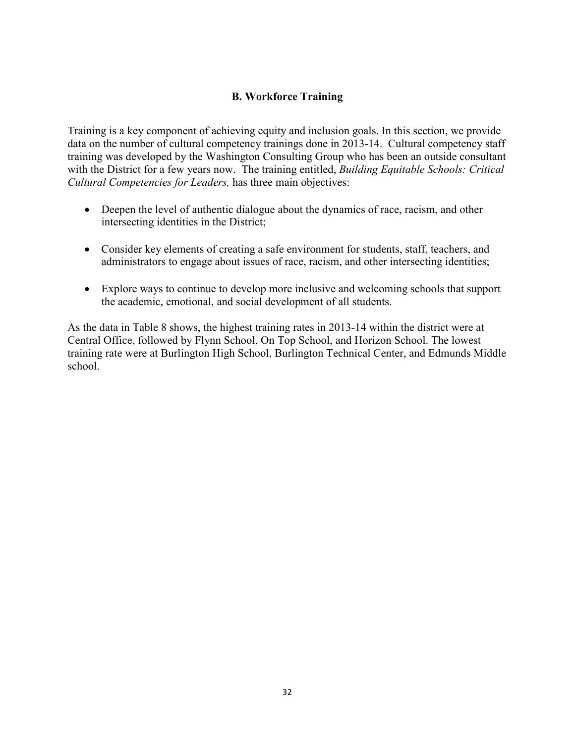## B. Workforce Training

Training is a key component of achieving equity and inclusion goals. In this section, we provide data on the number of cultural competency trainings done in 2013-14. Cultural competency staff training was developed by the Washington Consulting Group who has been an outside consultant with the District for a few years now. The training entitled, *Building Equitable Schools: Critical Cultural Competencies for Leaders,* has three main objectives:

- Deepen the level of authentic dialogue about the dynamics of race, racism, and other intersecting identities in the District;
- Consider key elements of creating a safe environment for students, staff, teachers, and administrators to engage about issues of race, racism, and other intersecting identities;
- Explore ways to continue to develop more inclusive and welcoming schools that support the academic, emotional, and social development of all students.

As the data in Table 8 shows, the highest training rates in 2013-14 within the district were at Central Office, followed by Flynn School, On Top School, and Horizon School. The lowest training rate were at Burlington High School, Burlington Technical Center, and Edmunds Middle school.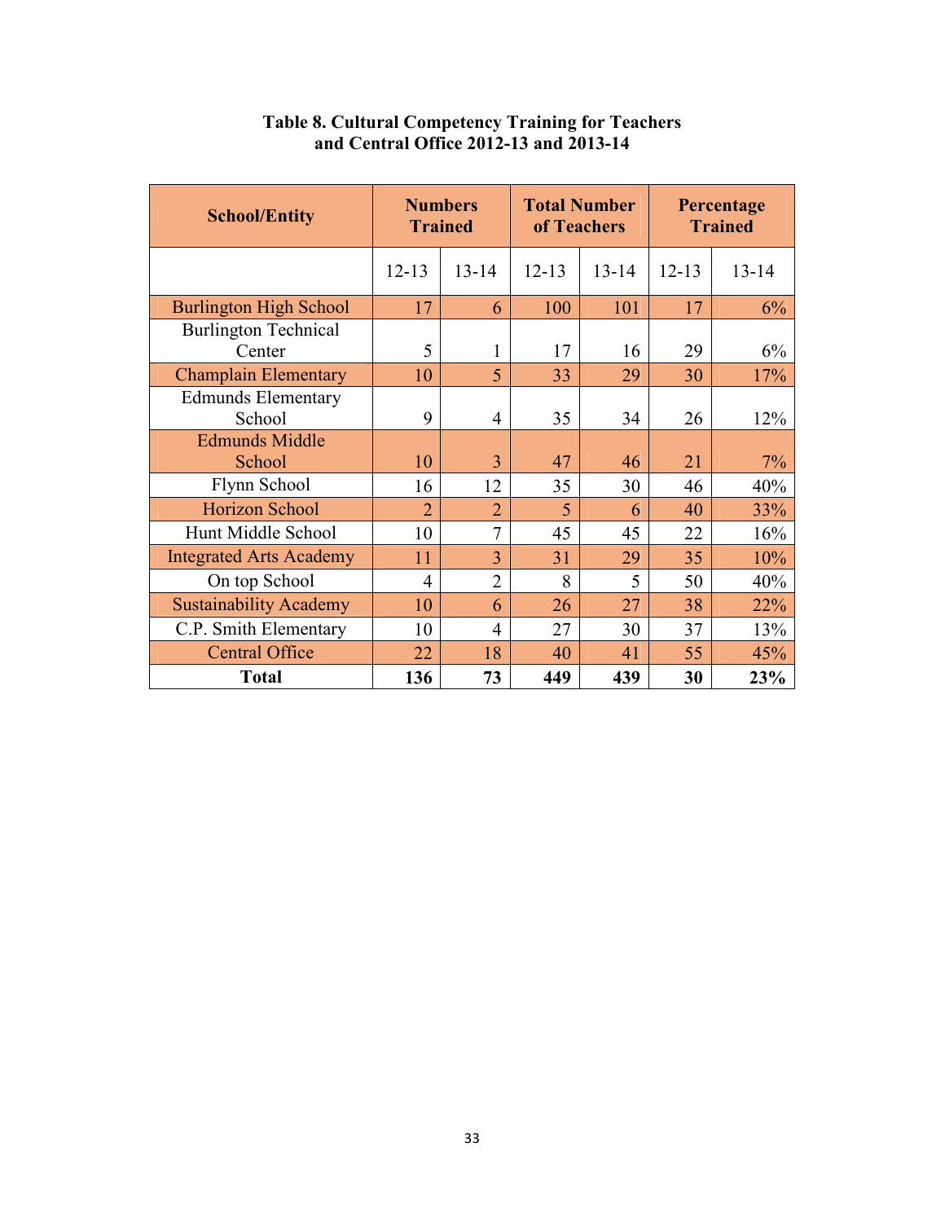**Table 8. Cultural Competency Training for Teachers and Central Office 2012-13 and 2013-14**

| School/Entity | Numbers Trained | | Total Number of Teachers | | Percentage Trained | |
|---|---|---|---|---|---|---|
| | 12-13 | 13-14 | 12-13 | 13-14 | 12-13 | 13-14 |
| Burlington High School | 17 | 6 | 100 | 101 | 17 | 6% |
| Burlington Technical Center | 5 | 1 | 17 | 16 | 29 | 6% |
| Champlain Elementary | 10 | 5 | 33 | 29 | 30 | 17% |
| Edmunds Elementary School | 9 | 4 | 35 | 34 | 26 | 12% |
| Edmunds Middle School | 10 | 3 | 47 | 46 | 21 | 7% |
| Flynn School | 16 | 12 | 35 | 30 | 46 | 40% |
| Horizon School | 2 | 2 | 5 | 6 | 40 | 33% |
| Hunt Middle School | 10 | 7 | 45 | 45 | 22 | 16% |
| Integrated Arts Academy | 11 | 3 | 31 | 29 | 35 | 10% |
| On top School | 4 | 2 | 8 | 5 | 50 | 40% |
| Sustainability Academy | 10 | 6 | 26 | 27 | 38 | 22% |
| C.P. Smith Elementary | 10 | 4 | 27 | 30 | 37 | 13% |
| Central Office | 22 | 18 | 40 | 41 | 55 | 45% |
| **Total** | **136** | **73** | **449** | **439** | **30** | **23%** |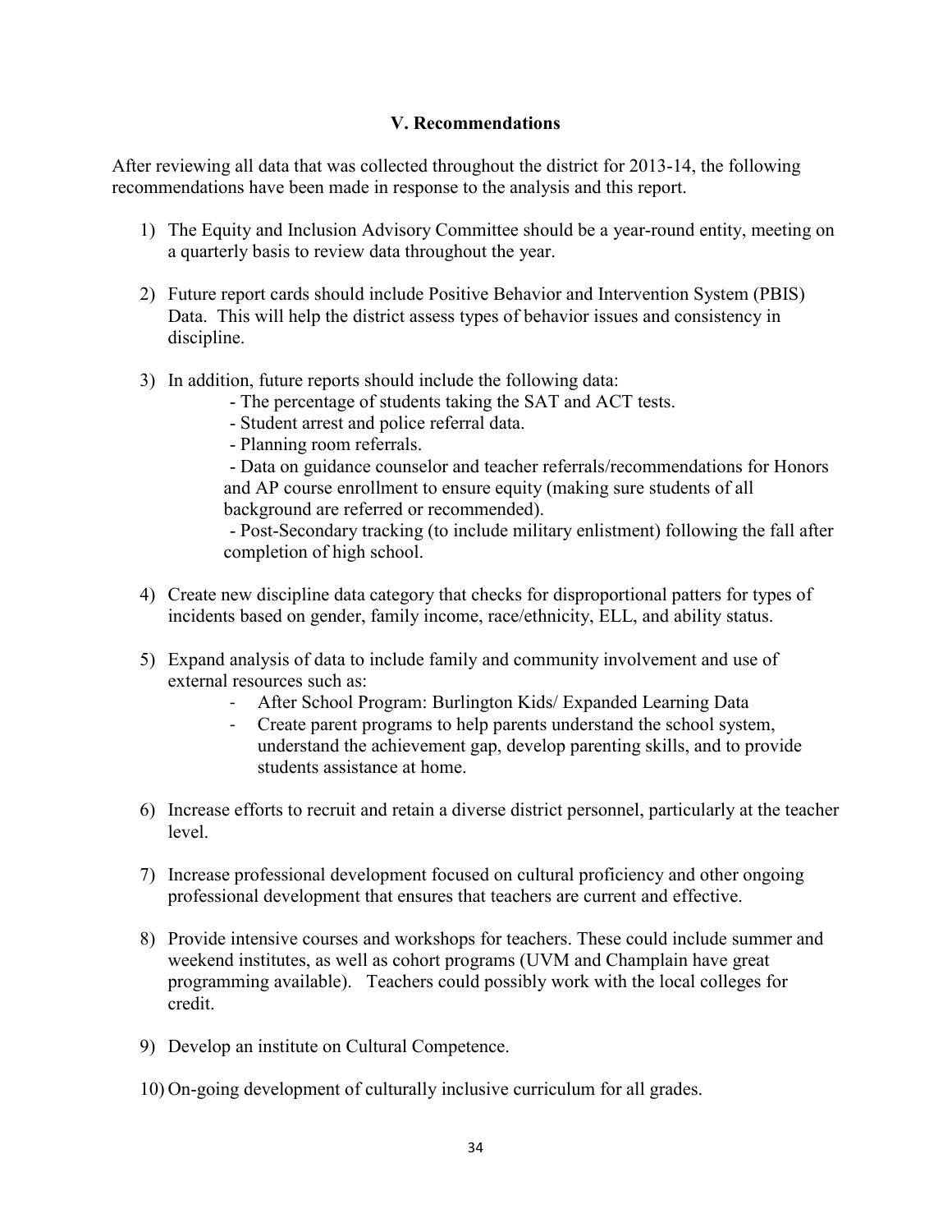## V. Recommendations

After reviewing all data that was collected throughout the district for 2013-14, the following recommendations have been made in response to the analysis and this report.

1) The Equity and Inclusion Advisory Committee should be a year-round entity, meeting on a quarterly basis to review data throughout the year.

2) Future report cards should include Positive Behavior and Intervention System (PBIS) Data. This will help the district assess types of behavior issues and consistency in discipline.

3) In addition, future reports should include the following data:
   - The percentage of students taking the SAT and ACT tests.
   - Student arrest and police referral data.
   - Planning room referrals.
   - Data on guidance counselor and teacher referrals/recommendations for Honors and AP course enrollment to ensure equity (making sure students of all background are referred or recommended).
   - Post-Secondary tracking (to include military enlistment) following the fall after completion of high school.

4) Create new discipline data category that checks for disproportional patters for types of incidents based on gender, family income, race/ethnicity, ELL, and ability status.

5) Expand analysis of data to include family and community involvement and use of external resources such as:
   - After School Program: Burlington Kids/ Expanded Learning Data
   - Create parent programs to help parents understand the school system, understand the achievement gap, develop parenting skills, and to provide students assistance at home.

6) Increase efforts to recruit and retain a diverse district personnel, particularly at the teacher level.

7) Increase professional development focused on cultural proficiency and other ongoing professional development that ensures that teachers are current and effective.

8) Provide intensive courses and workshops for teachers. These could include summer and weekend institutes, as well as cohort programs (UVM and Champlain have great programming available). Teachers could possibly work with the local colleges for credit.

9) Develop an institute on Cultural Competence.

10) On-going development of culturally inclusive curriculum for all grades.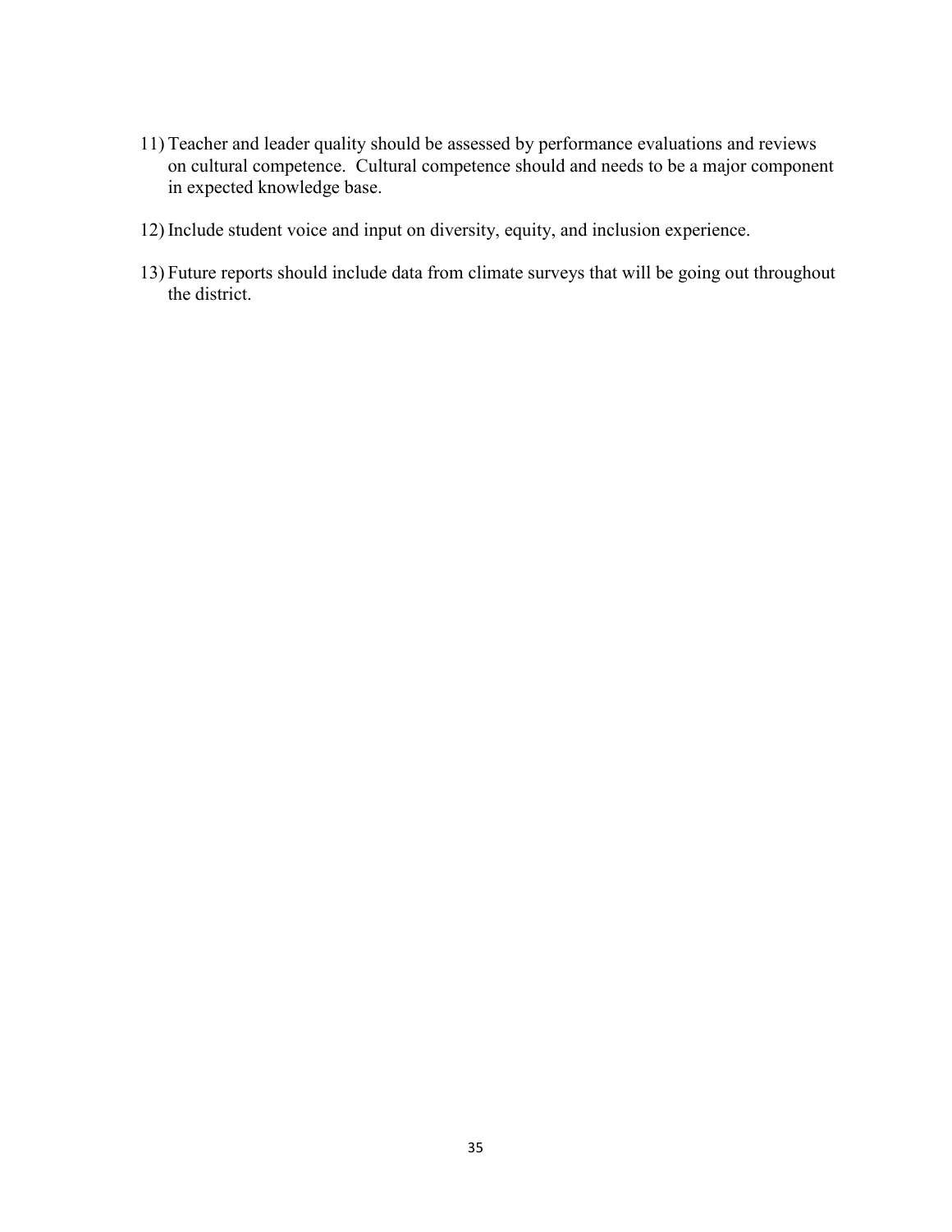11) Teacher and leader quality should be assessed by performance evaluations and reviews on cultural competence. Cultural competence should and needs to be a major component in expected knowledge base.

12) Include student voice and input on diversity, equity, and inclusion experience.

13) Future reports should include data from climate surveys that will be going out throughout the district.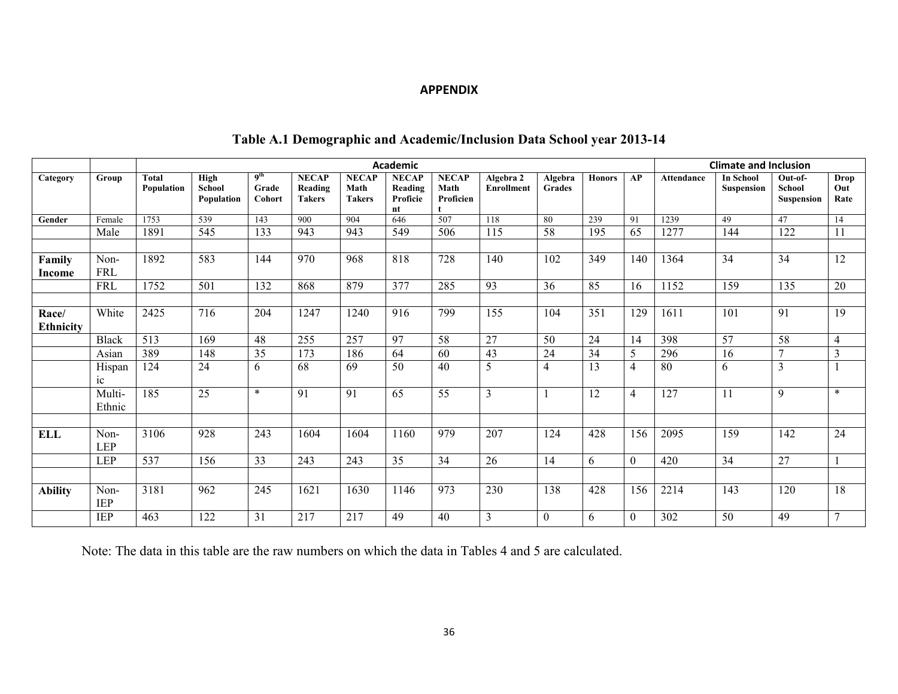**APPENDIX**

**Table A.1 Demographic and Academic/Inclusion Data School year 2013-14**

| | | Academic | | | | | | | | | | | Climate and Inclusion | | | |
|---|---|---|---|---|---|---|---|---|---|---|---|---|---|---|---|---|
| **Category** | **Group** | **Total Population** | **High School Population** | **9th Grade Cohort** | **NECAP Reading Takers** | **NECAP Math Takers** | **NECAP Reading Proficient** | **NECAP Math Proficient** | **Algebra 2 Enrollment** | **Algebra Grades** | **Honors** | **AP** | **Attendance** | **In School Suspension** | **Out-of-School Suspension** | **Drop Out Rate** |
| **Gender** | Female | 1753 | 539 | 143 | 900 | 904 | 646 | 507 | 118 | 80 | 239 | 91 | 1239 | 49 | 47 | 14 |
| | Male | 1891 | 545 | 133 | 943 | 943 | 549 | 506 | 115 | 58 | 195 | 65 | 1277 | 144 | 122 | 11 |
| | | | | | | | | | | | | | | | | |
| **Family Income** | Non-FRL | 1892 | 583 | 144 | 970 | 968 | 818 | 728 | 140 | 102 | 349 | 140 | 1364 | 34 | 34 | 12 |
| | FRL | 1752 | 501 | 132 | 868 | 879 | 377 | 285 | 93 | 36 | 85 | 16 | 1152 | 159 | 135 | 20 |
| | | | | | | | | | | | | | | | | |
| **Race/ Ethnicity** | White | 2425 | 716 | 204 | 1247 | 1240 | 916 | 799 | 155 | 104 | 351 | 129 | 1611 | 101 | 91 | 19 |
| | Black | 513 | 169 | 48 | 255 | 257 | 97 | 58 | 27 | 50 | 24 | 14 | 398 | 57 | 58 | 4 |
| | Asian | 389 | 148 | 35 | 173 | 186 | 64 | 60 | 43 | 24 | 34 | 5 | 296 | 16 | 7 | 3 |
| | Hispanic | 124 | 24 | 6 | 68 | 69 | 50 | 40 | 5 | 4 | 13 | 4 | 80 | 6 | 3 | 1 |
| | Multi-Ethnic | 185 | 25 | * | 91 | 91 | 65 | 55 | 3 | 1 | 12 | 4 | 127 | 11 | 9 | * |
| | | | | | | | | | | | | | | | | |
| **ELL** | Non-LEP | 3106 | 928 | 243 | 1604 | 1604 | 1160 | 979 | 207 | 124 | 428 | 156 | 2095 | 159 | 142 | 24 |
| | LEP | 537 | 156 | 33 | 243 | 243 | 35 | 34 | 26 | 14 | 6 | 0 | 420 | 34 | 27 | 1 |
| | | | | | | | | | | | | | | | | |
| **Ability** | Non-IEP | 3181 | 962 | 245 | 1621 | 1630 | 1146 | 973 | 230 | 138 | 428 | 156 | 2214 | 143 | 120 | 18 |
| | IEP | 463 | 122 | 31 | 217 | 217 | 49 | 40 | 3 | 0 | 6 | 0 | 302 | 50 | 49 | 7 |

Note: The data in this table are the raw numbers on which the data in Tables 4 and 5 are calculated.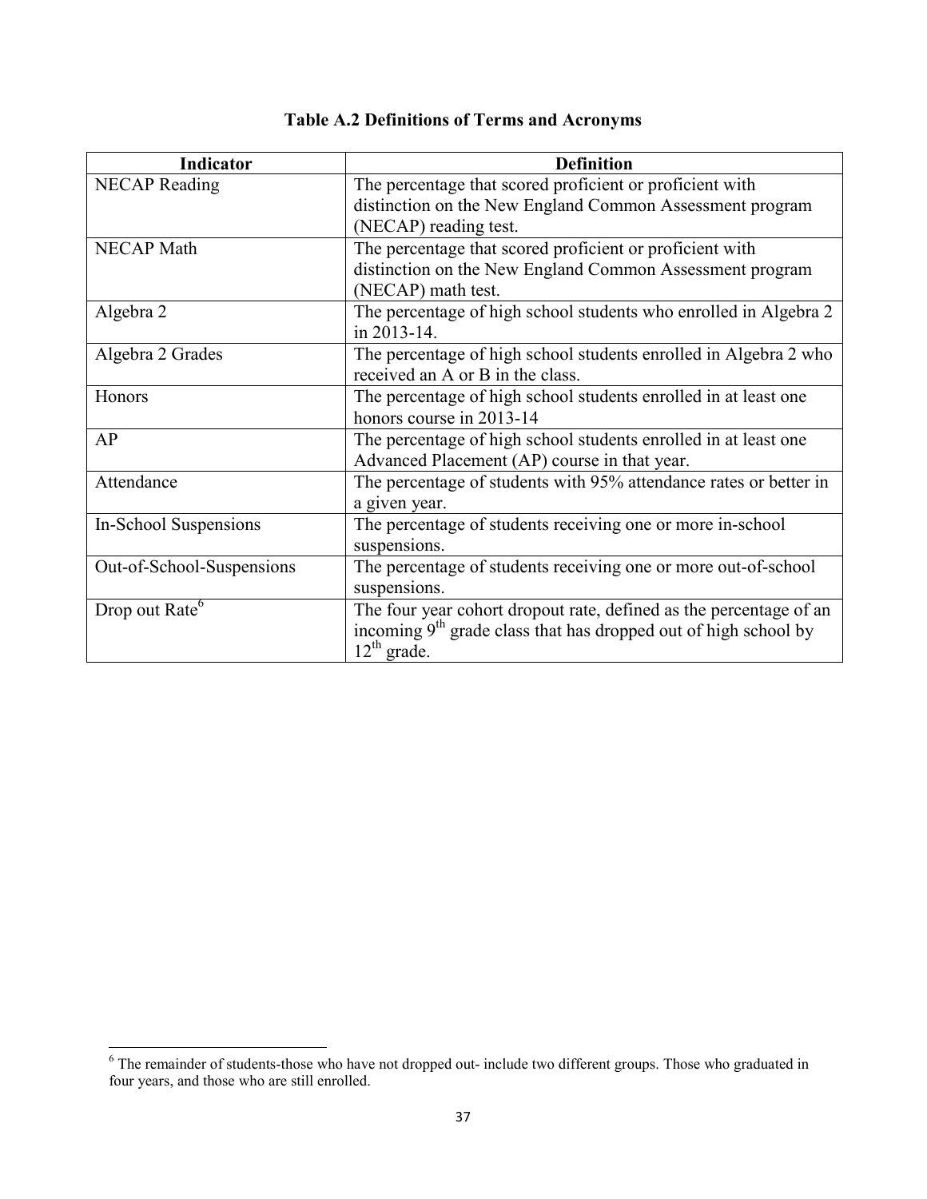**Table A.2 Definitions of Terms and Acronyms**

| Indicator | Definition |
|---|---|
| NECAP Reading | The percentage that scored proficient or proficient with distinction on the New England Common Assessment program (NECAP) reading test. |
| NECAP Math | The percentage that scored proficient or proficient with distinction on the New England Common Assessment program (NECAP) math test. |
| Algebra 2 | The percentage of high school students who enrolled in Algebra 2 in 2013-14. |
| Algebra 2 Grades | The percentage of high school students enrolled in Algebra 2 who received an A or B in the class. |
| Honors | The percentage of high school students enrolled in at least one honors course in 2013-14 |
| AP | The percentage of high school students enrolled in at least one Advanced Placement (AP) course in that year. |
| Attendance | The percentage of students with 95% attendance rates or better in a given year. |
| In-School Suspensions | The percentage of students receiving one or more in-school suspensions. |
| Out-of-School-Suspensions | The percentage of students receiving one or more out-of-school suspensions. |
| Drop out Rate[6] | The four year cohort dropout rate, defined as the percentage of an incoming 9th grade class that has dropped out of high school by 12th grade. |

[6] The remainder of students-those who have not dropped out- include two different groups. Those who graduated in four years, and those who are still enrolled.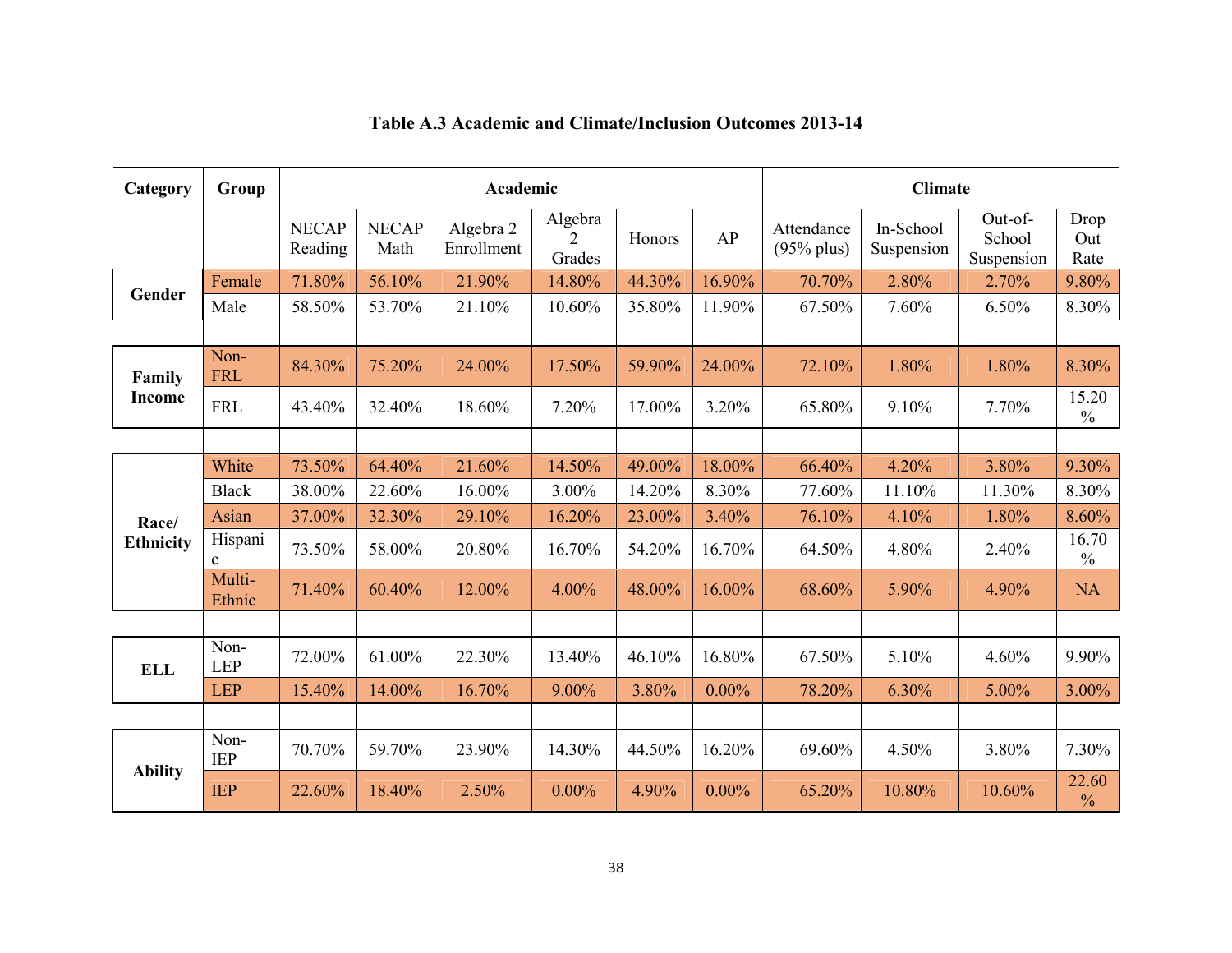**Table A.3 Academic and Climate/Inclusion Outcomes 2013-14**

| Category | Group | Academic | | | | | | Climate | | | |
|---|---|---|---|---|---|---|---|---|---|---|---|
| | | NECAP Reading | NECAP Math | Algebra 2 Enrollment | Algebra 2 Grades | Honors | AP | Attendance (95% plus) | In-School Suspension | Out-of-School Suspension | Drop Out Rate |
| **Gender** | Female | 71.80% | 56.10% | 21.90% | 14.80% | 44.30% | 16.90% | 70.70% | 2.80% | 2.70% | 9.80% |
| | Male | 58.50% | 53.70% | 21.10% | 10.60% | 35.80% | 11.90% | 67.50% | 7.60% | 6.50% | 8.30% |
| | | | | | | | | | | | |
| **Family Income** | Non-FRL | 84.30% | 75.20% | 24.00% | 17.50% | 59.90% | 24.00% | 72.10% | 1.80% | 1.80% | 8.30% |
| | FRL | 43.40% | 32.40% | 18.60% | 7.20% | 17.00% | 3.20% | 65.80% | 9.10% | 7.70% | 15.20% |
| | | | | | | | | | | | |
| **Race/ Ethnicity** | White | 73.50% | 64.40% | 21.60% | 14.50% | 49.00% | 18.00% | 66.40% | 4.20% | 3.80% | 9.30% |
| | Black | 38.00% | 22.60% | 16.00% | 3.00% | 14.20% | 8.30% | 77.60% | 11.10% | 11.30% | 8.30% |
| | Asian | 37.00% | 32.30% | 29.10% | 16.20% | 23.00% | 3.40% | 76.10% | 4.10% | 1.80% | 8.60% |
| | Hispanic | 73.50% | 58.00% | 20.80% | 16.70% | 54.20% | 16.70% | 64.50% | 4.80% | 2.40% | 16.70% |
| | Multi-Ethnic | 71.40% | 60.40% | 12.00% | 4.00% | 48.00% | 16.00% | 68.60% | 5.90% | 4.90% | NA |
| | | | | | | | | | | | |
| **ELL** | Non-LEP | 72.00% | 61.00% | 22.30% | 13.40% | 46.10% | 16.80% | 67.50% | 5.10% | 4.60% | 9.90% |
| | LEP | 15.40% | 14.00% | 16.70% | 9.00% | 3.80% | 0.00% | 78.20% | 6.30% | 5.00% | 3.00% |
| | | | | | | | | | | | |
| **Ability** | Non-IEP | 70.70% | 59.70% | 23.90% | 14.30% | 44.50% | 16.20% | 69.60% | 4.50% | 3.80% | 7.30% |
| | IEP | 22.60% | 18.40% | 2.50% | 0.00% | 4.90% | 0.00% | 65.20% | 10.80% | 10.60% | 22.60% |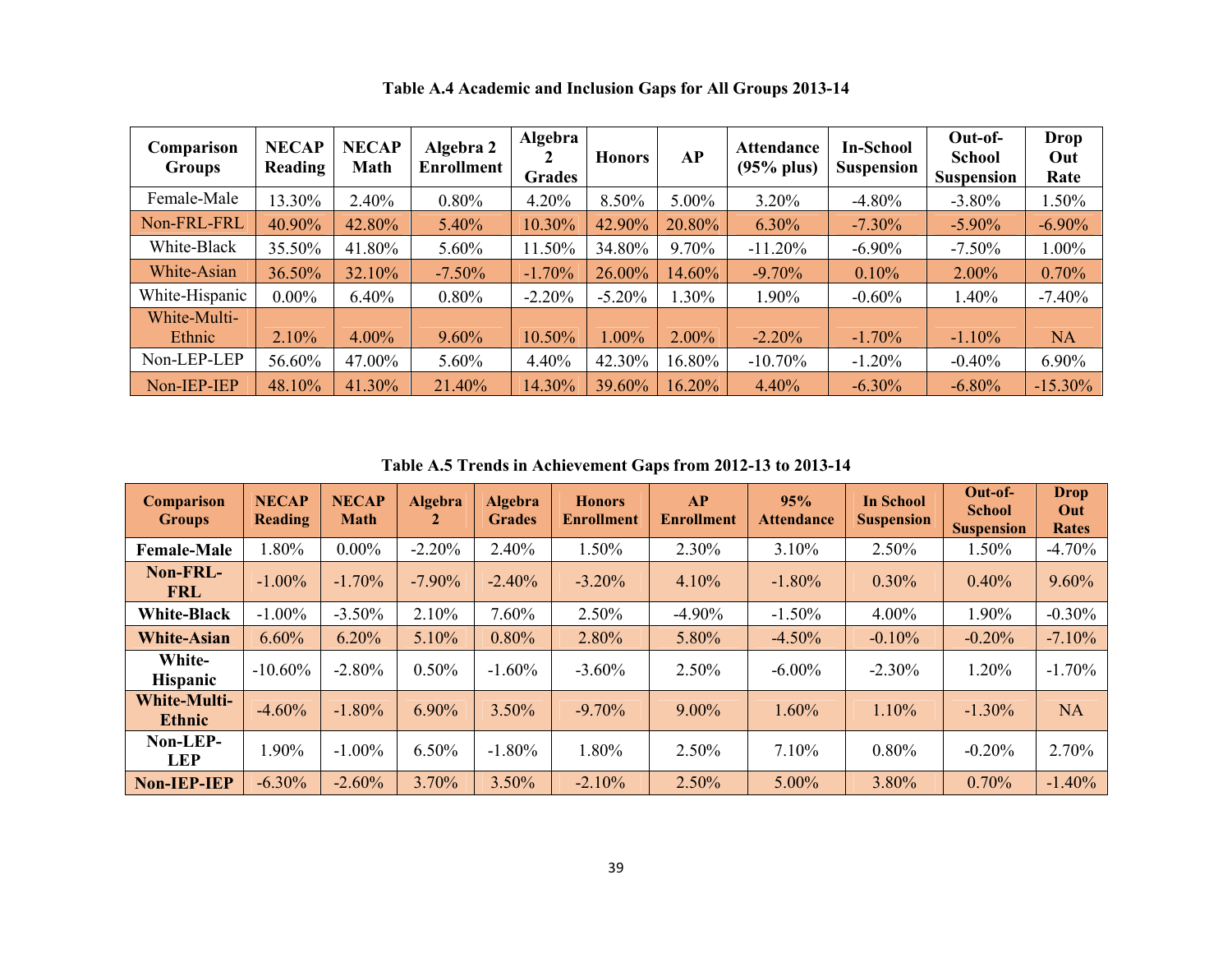**Table A.4 Academic and Inclusion Gaps for All Groups 2013-14**

| Comparison Groups | NECAP Reading | NECAP Math | Algebra 2 Enrollment | Algebra 2 Grades | Honors | AP | Attendance (95% plus) | In-School Suspension | Out-of-School Suspension | Drop Out Rate |
|---|---|---|---|---|---|---|---|---|---|---|
| Female-Male | 13.30% | 2.40% | 0.80% | 4.20% | 8.50% | 5.00% | 3.20% | -4.80% | -3.80% | 1.50% |
| Non-FRL-FRL | 40.90% | 42.80% | 5.40% | 10.30% | 42.90% | 20.80% | 6.30% | -7.30% | -5.90% | -6.90% |
| White-Black | 35.50% | 41.80% | 5.60% | 11.50% | 34.80% | 9.70% | -11.20% | -6.90% | -7.50% | 1.00% |
| White-Asian | 36.50% | 32.10% | -7.50% | -1.70% | 26.00% | 14.60% | -9.70% | 0.10% | 2.00% | 0.70% |
| White-Hispanic | 0.00% | 6.40% | 0.80% | -2.20% | -5.20% | 1.30% | 1.90% | -0.60% | 1.40% | -7.40% |
| White-Multi-Ethnic | 2.10% | 4.00% | 9.60% | 10.50% | 1.00% | 2.00% | -2.20% | -1.70% | -1.10% | NA |
| Non-LEP-LEP | 56.60% | 47.00% | 5.60% | 4.40% | 42.30% | 16.80% | -10.70% | -1.20% | -0.40% | 6.90% |
| Non-IEP-IEP | 48.10% | 41.30% | 21.40% | 14.30% | 39.60% | 16.20% | 4.40% | -6.30% | -6.80% | -15.30% |

**Table A.5 Trends in Achievement Gaps from 2012-13 to 2013-14**

| Comparison Groups | NECAP Reading | NECAP Math | Algebra 2 | Algebra Grades | Honors Enrollment | AP Enrollment | 95% Attendance | In School Suspension | Out-of-School Suspension | Drop Out Rates |
|---|---|---|---|---|---|---|---|---|---|---|
| **Female-Male** | 1.80% | 0.00% | -2.20% | 2.40% | 1.50% | 2.30% | 3.10% | 2.50% | 1.50% | -4.70% |
| **Non-FRL-FRL** | -1.00% | -1.70% | -7.90% | -2.40% | -3.20% | 4.10% | -1.80% | 0.30% | 0.40% | 9.60% |
| **White-Black** | -1.00% | -3.50% | 2.10% | 7.60% | 2.50% | -4.90% | -1.50% | 4.00% | 1.90% | -0.30% |
| **White-Asian** | 6.60% | 6.20% | 5.10% | 0.80% | 2.80% | 5.80% | -4.50% | -0.10% | -0.20% | -7.10% |
| **White-Hispanic** | -10.60% | -2.80% | 0.50% | -1.60% | -3.60% | 2.50% | -6.00% | -2.30% | 1.20% | -1.70% |
| **White-Multi-Ethnic** | -4.60% | -1.80% | 6.90% | 3.50% | -9.70% | 9.00% | 1.60% | 1.10% | -1.30% | NA |
| **Non-LEP-LEP** | 1.90% | -1.00% | 6.50% | -1.80% | 1.80% | 2.50% | 7.10% | 0.80% | -0.20% | 2.70% |
| **Non-IEP-IEP** | -6.30% | -2.60% | 3.70% | 3.50% | -2.10% | 2.50% | 5.00% | 3.80% | 0.70% | -1.40% |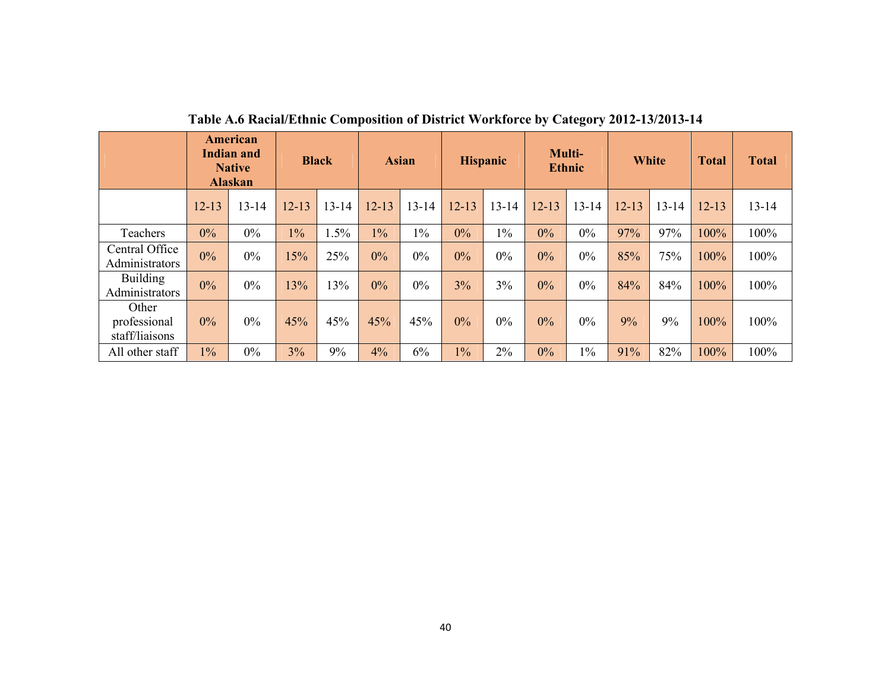**Table A.6 Racial/Ethnic Composition of District Workforce by Category 2012-13/2013-14**

| | American Indian and Native Alaskan | | Black | | Asian | | Hispanic | | Multi-Ethnic | | White | | Total | Total |
|---|---|---|---|---|---|---|---|---|---|---|---|---|---|---|
| | 12-13 | 13-14 | 12-13 | 13-14 | 12-13 | 13-14 | 12-13 | 13-14 | 12-13 | 13-14 | 12-13 | 13-14 | 12-13 | 13-14 |
| Teachers | 0% | 0% | 1% | 1.5% | 1% | 1% | 0% | 1% | 0% | 0% | 97% | 97% | 100% | 100% |
| Central Office Administrators | 0% | 0% | 15% | 25% | 0% | 0% | 0% | 0% | 0% | 0% | 85% | 75% | 100% | 100% |
| Building Administrators | 0% | 0% | 13% | 13% | 0% | 0% | 3% | 3% | 0% | 0% | 84% | 84% | 100% | 100% |
| Other professional staff/liaisons | 0% | 0% | 45% | 45% | 45% | 45% | 0% | 0% | 0% | 0% | 9% | 9% | 100% | 100% |
| All other staff | 1% | 0% | 3% | 9% | 4% | 6% | 1% | 2% | 0% | 1% | 91% | 82% | 100% | 100% |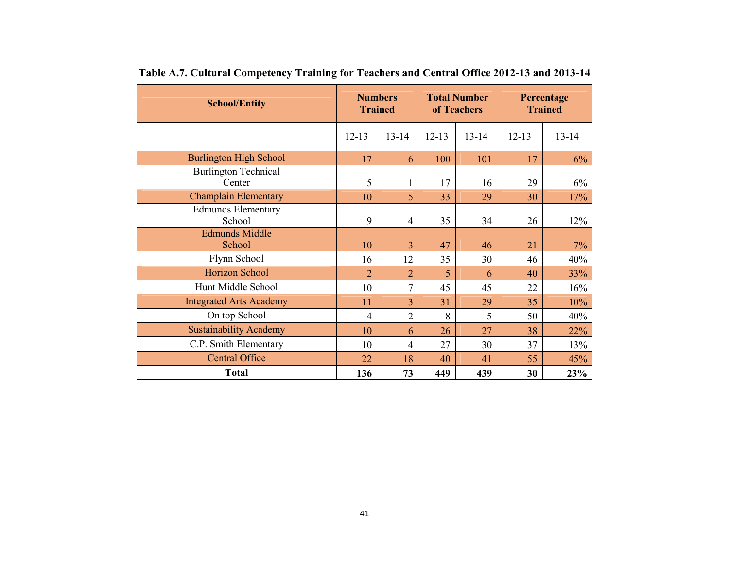**Table A.7. Cultural Competency Training for Teachers and Central Office 2012-13 and 2013-14**

| School/Entity | Numbers Trained | | Total Number of Teachers | | Percentage Trained | |
|---|---|---|---|---|---|---|
| | 12-13 | 13-14 | 12-13 | 13-14 | 12-13 | 13-14 |
| Burlington High School | 17 | 6 | 100 | 101 | 17 | 6% |
| Burlington Technical Center | 5 | 1 | 17 | 16 | 29 | 6% |
| Champlain Elementary | 10 | 5 | 33 | 29 | 30 | 17% |
| Edmunds Elementary School | 9 | 4 | 35 | 34 | 26 | 12% |
| Edmunds Middle School | 10 | 3 | 47 | 46 | 21 | 7% |
| Flynn School | 16 | 12 | 35 | 30 | 46 | 40% |
| Horizon School | 2 | 2 | 5 | 6 | 40 | 33% |
| Hunt Middle School | 10 | 7 | 45 | 45 | 22 | 16% |
| Integrated Arts Academy | 11 | 3 | 31 | 29 | 35 | 10% |
| On top School | 4 | 2 | 8 | 5 | 50 | 40% |
| Sustainability Academy | 10 | 6 | 26 | 27 | 38 | 22% |
| C.P. Smith Elementary | 10 | 4 | 27 | 30 | 37 | 13% |
| Central Office | 22 | 18 | 40 | 41 | 55 | 45% |
| **Total** | **136** | **73** | **449** | **439** | **30** | **23%** |